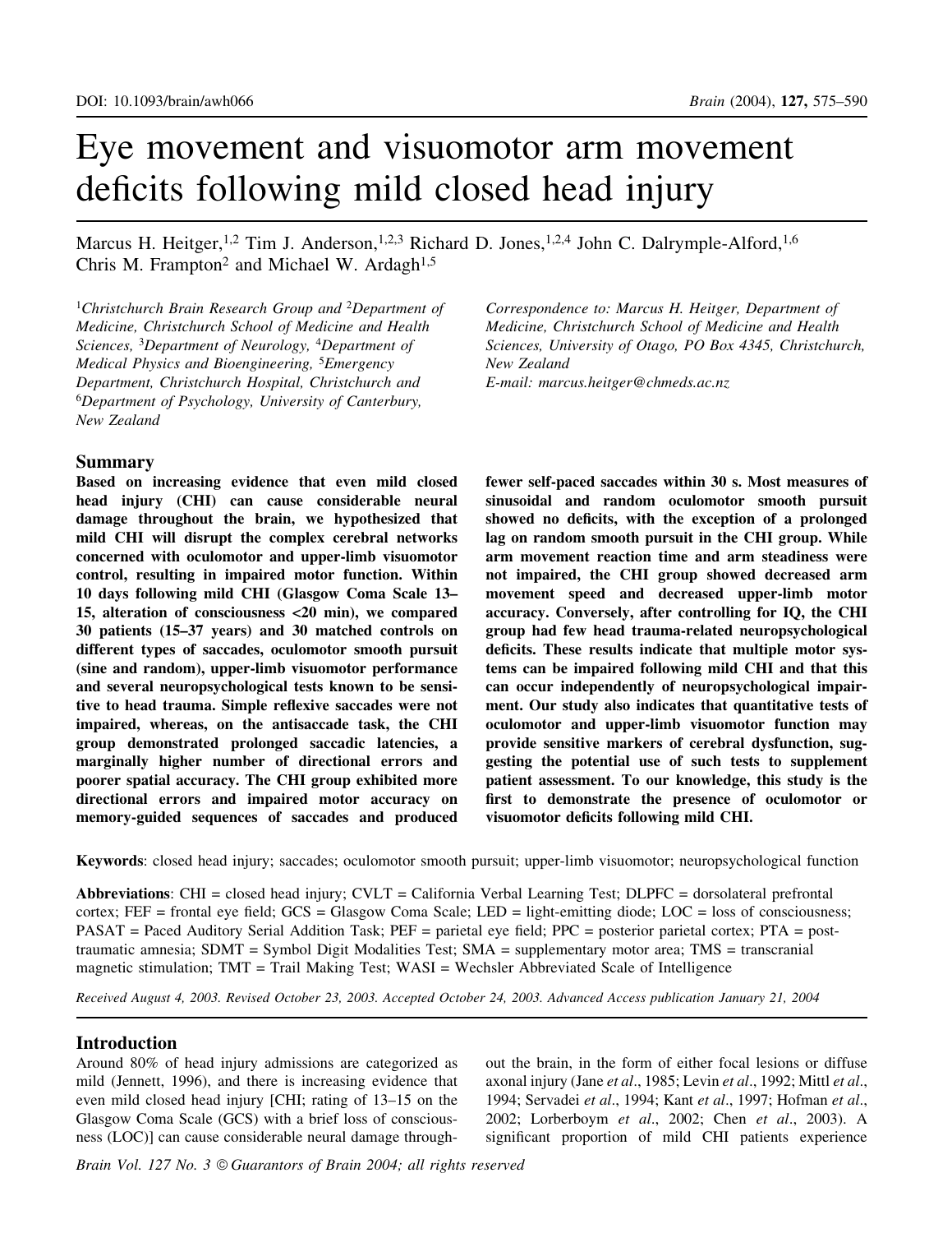DOI: 10.1093/brain/awh066

# Eye movement and visuomotor arm movement deficits following mild closed head injury

Marcus H. Heitger,[1,2] Tim J. Anderson,[1,2,3] Richard D. Jones,[1,2,4] John C. Dalrymple-Alford,[1,6] Chris M. Frampton[2] and Michael W. Ardagh[1,5]

[1]*Christchurch Brain Research Group and* [2]*Department of Medicine, Christchurch School of Medicine and Health Sciences,* [3]*Department of Neurology,* [4]*Department of Medical Physics and Bioengineering,* [5]*Emergency Department, Christchurch Hospital, Christchurch and* [6]*Department of Psychology, University of Canterbury, New Zealand*

*Correspondence to: Marcus H. Heitger, Department of Medicine, Christchurch School of Medicine and Health Sciences, University of Otago, PO Box 4345, Christchurch, New Zealand*
*E-mail: marcus.heitger@chmeds.ac.nz*

## Summary

**Based on increasing evidence that even mild closed head injury (CHI) can cause considerable neural damage throughout the brain, we hypothesized that mild CHI will disrupt the complex cerebral networks concerned with oculomotor and upper-limb visuomotor control, resulting in impaired motor function. Within 10 days following mild CHI (Glasgow Coma Scale 13–15, alteration of consciousness <20 min), we compared 30 patients (15–37 years) and 30 matched controls on different types of saccades, oculomotor smooth pursuit (sine and random), upper-limb visuomotor performance and several neuropsychological tests known to be sensitive to head trauma. Simple reflexive saccades were not impaired, whereas, on the antisaccade task, the CHI group demonstrated prolonged saccadic latencies, a marginally higher number of directional errors and poorer spatial accuracy. The CHI group exhibited more directional errors and impaired motor accuracy on memory-guided sequences of saccades and produced fewer self-paced saccades within 30 s. Most measures of sinusoidal and random oculomotor smooth pursuit showed no deficits, with the exception of a prolonged lag on random smooth pursuit in the CHI group. While arm movement reaction time and arm steadiness were not impaired, the CHI group showed decreased arm movement speed and decreased upper-limb motor accuracy. Conversely, after controlling for IQ, the CHI group had few head trauma-related neuropsychological deficits. These results indicate that multiple motor systems can be impaired following mild CHI and that this can occur independently of neuropsychological impairment. Our study also indicates that quantitative tests of oculomotor and upper-limb visuomotor function may provide sensitive markers of cerebral dysfunction, suggesting the potential use of such tests to supplement patient assessment. To our knowledge, this study is the first to demonstrate the presence of oculomotor or visuomotor deficits following mild CHI.**

**Keywords**: closed head injury; saccades; oculomotor smooth pursuit; upper-limb visuomotor; neuropsychological function

**Abbreviations**: CHI = closed head injury; CVLT = California Verbal Learning Test; DLPFC = dorsolateral prefrontal cortex; FEF = frontal eye field; GCS = Glasgow Coma Scale; LED = light-emitting diode; LOC = loss of consciousness; PASAT = Paced Auditory Serial Addition Task; PEF = parietal eye field; PPC = posterior parietal cortex; PTA = post-traumatic amnesia; SDMT = Symbol Digit Modalities Test; SMA = supplementary motor area; TMS = transcranial magnetic stimulation; TMT = Trail Making Test; WASI = Wechsler Abbreviated Scale of Intelligence

*Received August 4, 2003. Revised October 23, 2003. Accepted October 24, 2003. Advanced Access publication January 21, 2004*

## Introduction

Around 80% of head injury admissions are categorized as mild (Jennett, 1996), and there is increasing evidence that even mild closed head injury [CHI; rating of 13–15 on the Glasgow Coma Scale (GCS) with a brief loss of consciousness (LOC)] can cause considerable neural damage throughout the brain, in the form of either focal lesions or diffuse axonal injury (Jane *et al*., 1985; Levin *et al*., 1992; Mittl *et al*., 1994; Servadei *et al*., 1994; Kant *et al*., 1997; Hofman *et al*., 2002; Lorberboym *et al*., 2002; Chen *et al*., 2003). A significant proportion of mild CHI patients experience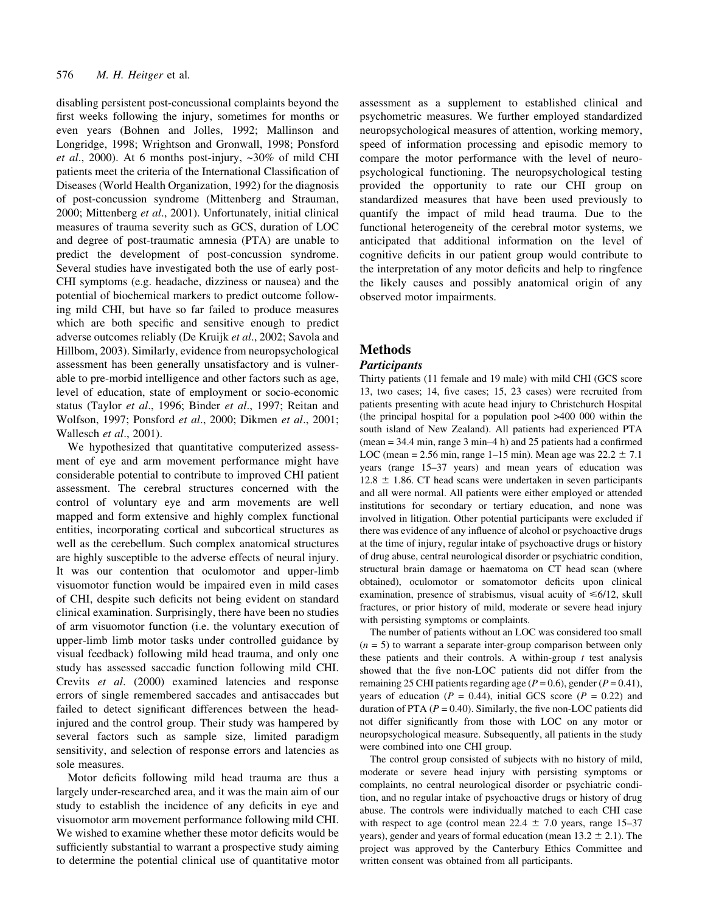disabling persistent post-concussional complaints beyond the first weeks following the injury, sometimes for months or even years (Bohnen and Jolles, 1992; Mallinson and Longridge, 1998; Wrightson and Gronwall, 1998; Ponsford *et al*., 2000). At 6 months post-injury, ~30% of mild CHI patients meet the criteria of the International Classification of Diseases (World Health Organization, 1992) for the diagnosis of post-concussion syndrome (Mittenberg and Strauman, 2000; Mittenberg *et al*., 2001). Unfortunately, initial clinical measures of trauma severity such as GCS, duration of LOC and degree of post-traumatic amnesia (PTA) are unable to predict the development of post-concussion syndrome. Several studies have investigated both the use of early post-CHI symptoms (e.g. headache, dizziness or nausea) and the potential of biochemical markers to predict outcome following mild CHI, but have so far failed to produce measures which are both specific and sensitive enough to predict adverse outcomes reliably (De Kruijk *et al*., 2002; Savola and Hillbom, 2003). Similarly, evidence from neuropsychological assessment has been generally unsatisfactory and is vulnerable to pre-morbid intelligence and other factors such as age, level of education, state of employment or socio-economic status (Taylor *et al*., 1996; Binder *et al*., 1997; Reitan and Wolfson, 1997; Ponsford *et al*., 2000; Dikmen *et al*., 2001; Wallesch *et al*., 2001).

We hypothesized that quantitative computerized assessment of eye and arm movement performance might have considerable potential to contribute to improved CHI patient assessment. The cerebral structures concerned with the control of voluntary eye and arm movements are well mapped and form extensive and highly complex functional entities, incorporating cortical and subcortical structures as well as the cerebellum. Such complex anatomical structures are highly susceptible to the adverse effects of neural injury. It was our contention that oculomotor and upper-limb visuomotor function would be impaired even in mild cases of CHI, despite such deficits not being evident on standard clinical examination. Surprisingly, there have been no studies of arm visuomotor function (i.e. the voluntary execution of upper-limb limb motor tasks under controlled guidance by visual feedback) following mild head trauma, and only one study has assessed saccadic function following mild CHI. Crevits *et al*. (2000) examined latencies and response errors of single remembered saccades and antisaccades but failed to detect significant differences between the head-injured and the control group. Their study was hampered by several factors such as sample size, limited paradigm sensitivity, and selection of response errors and latencies as sole measures.

Motor deficits following mild head trauma are thus a largely under-researched area, and it was the main aim of our study to establish the incidence of any deficits in eye and visuomotor arm movement performance following mild CHI. We wished to examine whether these motor deficits would be sufficiently substantial to warrant a prospective study aiming to determine the potential clinical use of quantitative motor assessment as a supplement to established clinical and psychometric measures. We further employed standardized neuropsychological measures of attention, working memory, speed of information processing and episodic memory to compare the motor performance with the level of neuropsychological functioning. The neuropsychological testing provided the opportunity to rate our CHI group on standardized measures that have been used previously to quantify the impact of mild head trauma. Due to the functional heterogeneity of the cerebral motor systems, we anticipated that additional information on the level of cognitive deficits in our patient group would contribute to the interpretation of any motor deficits and help to ringfence the likely causes and possibly anatomical origin of any observed motor impairments.

## Methods

### Participants

Thirty patients (11 female and 19 male) with mild CHI (GCS score 13, two cases; 14, five cases; 15, 23 cases) were recruited from patients presenting with acute head injury to Christchurch Hospital (the principal hospital for a population pool >400 000 within the south island of New Zealand). All patients had experienced PTA (mean = 34.4 min, range 3 min–4 h) and 25 patients had a confirmed LOC (mean = 2.56 min, range 1–15 min). Mean age was 22.2 ± 7.1 years (range 15–37 years) and mean years of education was 12.8 ± 1.86. CT head scans were undertaken in seven participants and all were normal. All patients were either employed or attended institutions for secondary or tertiary education, and none was involved in litigation. Other potential participants were excluded if there was evidence of any influence of alcohol or psychoactive drugs at the time of injury, regular intake of psychoactive drugs or history of drug abuse, central neurological disorder or psychiatric condition, structural brain damage or haematoma on CT head scan (where obtained), oculomotor or somatomotor deficits upon clinical examination, presence of strabismus, visual acuity of ≤6/12, skull fractures, or prior history of mild, moderate or severe head injury with persisting symptoms or complaints.

The number of patients without an LOC was considered too small ($n = 5$) to warrant a separate inter-group comparison between only these patients and their controls. A within-group $t$ test analysis showed that the five non-LOC patients did not differ from the remaining 25 CHI patients regarding age ($P = 0.6$), gender ($P = 0.41$), years of education ($P = 0.44$), initial GCS score ($P = 0.22$) and duration of PTA ($P = 0.40$). Similarly, the five non-LOC patients did not differ significantly from those with LOC on any motor or neuropsychological measure. Subsequently, all patients in the study were combined into one CHI group.

The control group consisted of subjects with no history of mild, moderate or severe head injury with persisting symptoms or complaints, no central neurological disorder or psychiatric condition, and no regular intake of psychoactive drugs or history of drug abuse. The controls were individually matched to each CHI case with respect to age (control mean 22.4 ± 7.0 years, range 15–37 years), gender and years of formal education (mean 13.2 ± 2.1). The project was approved by the Canterbury Ethics Committee and written consent was obtained from all participants.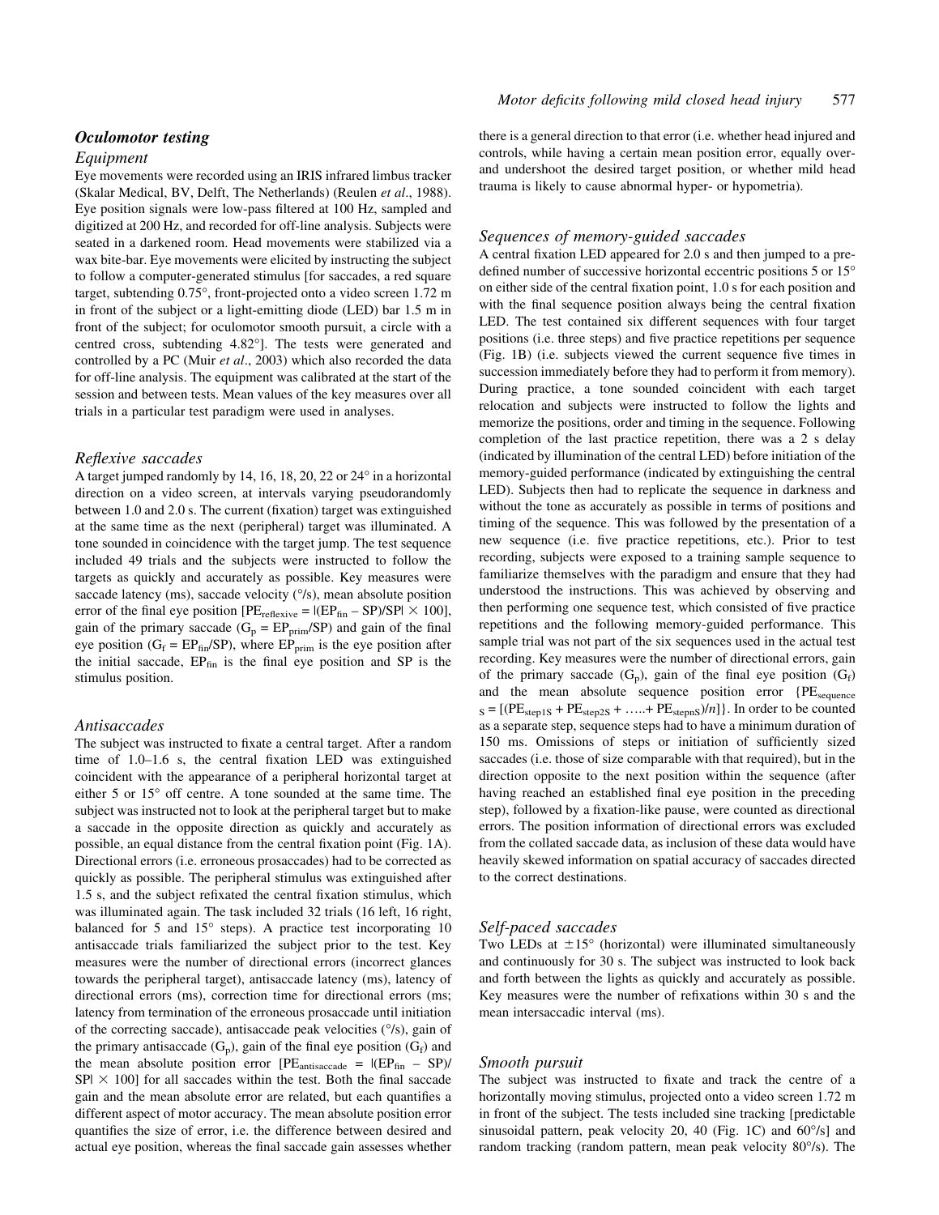## Oculomotor testing

### Equipment

Eye movements were recorded using an IRIS infrared limbus tracker (Skalar Medical, BV, Delft, The Netherlands) (Reulen *et al*., 1988). Eye position signals were low-pass filtered at 100 Hz, sampled and digitized at 200 Hz, and recorded for off-line analysis. Subjects were seated in a darkened room. Head movements were stabilized via a wax bite-bar. Eye movements were elicited by instructing the subject to follow a computer-generated stimulus [for saccades, a red square target, subtending 0.75°, front-projected onto a video screen 1.72 m in front of the subject or a light-emitting diode (LED) bar 1.5 m in front of the subject; for oculomotor smooth pursuit, a circle with a centred cross, subtending 4.82°]. The tests were generated and controlled by a PC (Muir *et al*., 2003) which also recorded the data for off-line analysis. The equipment was calibrated at the start of the session and between tests. Mean values of the key measures over all trials in a particular test paradigm were used in analyses.

### Reflexive saccades

A target jumped randomly by 14, 16, 18, 20, 22 or 24° in a horizontal direction on a video screen, at intervals varying pseudorandomly between 1.0 and 2.0 s. The current (fixation) target was extinguished at the same time as the next (peripheral) target was illuminated. A tone sounded in coincidence with the target jump. The test sequence included 49 trials and the subjects were instructed to follow the targets as quickly and accurately as possible. Key measures were saccade latency (ms), saccade velocity (°/s), mean absolute position error of the final eye position [$PE_{reflexive} = |(EP_{fin} - SP)/SP| \times 100$], gain of the primary saccade ($G_p = EP_{prim}/SP$) and gain of the final eye position ($G_f = EP_{fin}/SP$), where $EP_{prim}$ is the eye position after the initial saccade, $EP_{fin}$ is the final eye position and SP is the stimulus position.

### Antisaccades

The subject was instructed to fixate a central target. After a random time of 1.0–1.6 s, the central fixation LED was extinguished coincident with the appearance of a peripheral horizontal target at either 5 or 15° off centre. A tone sounded at the same time. The subject was instructed not to look at the peripheral target but to make a saccade in the opposite direction as quickly and accurately as possible, an equal distance from the central fixation point (Fig. 1A). Directional errors (i.e. erroneous prosaccades) had to be corrected as quickly as possible. The peripheral stimulus was extinguished after 1.5 s, and the subject refixated the central fixation stimulus, which was illuminated again. The task included 32 trials (16 left, 16 right, balanced for 5 and 15° steps). A practice test incorporating 10 antisaccade trials familiarized the subject prior to the test. Key measures were the number of directional errors (incorrect glances towards the peripheral target), antisaccade latency (ms), latency of directional errors (ms), correction time for directional errors (ms; latency from termination of the erroneous prosaccade until initiation of the correcting saccade), antisaccade peak velocities (°/s), gain of the primary antisaccade ($G_p$), gain of the final eye position ($G_f$) and the mean absolute position error [$PE_{antisaccade} = |(EP_{fin} - SP)/SP| \times 100$] for all saccades within the test. Both the final saccade gain and the mean absolute error are related, but each quantifies a different aspect of motor accuracy. The mean absolute position error quantifies the size of error, i.e. the difference between desired and actual eye position, whereas the final saccade gain assesses whether there is a general direction to that error (i.e. whether head injured and controls, while having a certain mean position error, equally over- and undershoot the desired target position, or whether mild head trauma is likely to cause abnormal hyper- or hypometria).

### Sequences of memory-guided saccades

A central fixation LED appeared for 2.0 s and then jumped to a predefined number of successive horizontal eccentric positions 5 or 15° on either side of the central fixation point, 1.0 s for each position and with the final sequence position always being the central fixation LED. The test contained six different sequences with four target positions (i.e. three steps) and five practice repetitions per sequence (Fig. 1B) (i.e. subjects viewed the current sequence five times in succession immediately before they had to perform it from memory). During practice, a tone sounded coincident with each target relocation and subjects were instructed to follow the lights and memorize the positions, order and timing in the sequence. Following completion of the last practice repetition, there was a 2 s delay (indicated by illumination of the central LED) before initiation of the memory-guided performance (indicated by extinguishing the central LED). Subjects then had to replicate the sequence in darkness and without the tone as accurately as possible in terms of positions and timing of the sequence. This was followed by the presentation of a new sequence (i.e. five practice repetitions, etc.). Prior to test recording, subjects were exposed to a training sample sequence to familiarize themselves with the paradigm and ensure that they had understood the instructions. This was achieved by observing and then performing one sequence test, which consisted of five practice repetitions and the following memory-guided performance. This sample trial was not part of the six sequences used in the actual test recording. Key measures were the number of directional errors, gain of the primary saccade ($G_p$), gain of the final eye position ($G_f$) and the mean absolute sequence position error {$PE_{sequence\ S} = [(PE_{step1S} + PE_{step2S} + \ldots + PE_{stepnS})/n]$}. In order to be counted as a separate step, sequence steps had to have a minimum duration of 150 ms. Omissions of steps or initiation of sufficiently sized saccades (i.e. those of size comparable with that required), but in the direction opposite to the next position within the sequence (after having reached an established final eye position in the preceding step), followed by a fixation-like pause, were counted as directional errors. The position information of directional errors was excluded from the collated saccade data, as inclusion of these data would have heavily skewed information on spatial accuracy of saccades directed to the correct destinations.

### Self-paced saccades

Two LEDs at ±15° (horizontal) were illuminated simultaneously and continuously for 30 s. The subject was instructed to look back and forth between the lights as quickly and accurately as possible. Key measures were the number of refixations within 30 s and the mean intersaccadic interval (ms).

### Smooth pursuit

The subject was instructed to fixate and track the centre of a horizontally moving stimulus, projected onto a video screen 1.72 m in front of the subject. The tests included sine tracking [predictable sinusoidal pattern, peak velocity 20, 40 (Fig. 1C) and 60°/s] and random tracking (random pattern, mean peak velocity 80°/s). The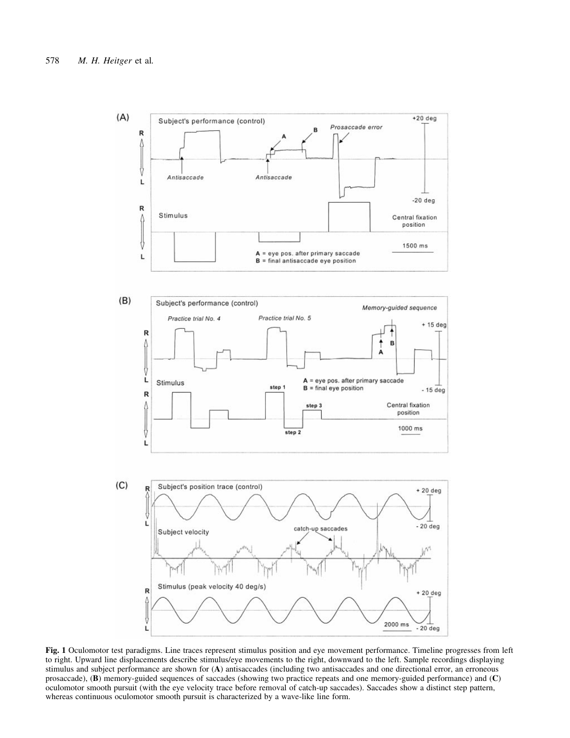**Fig. 1** Oculomotor test paradigms. Line traces represent stimulus position and eye movement performance. Timeline progresses from left to right. Upward line displacements describe stimulus/eye movements to the right, downward to the left. Sample recordings displaying stimulus and subject performance are shown for (**A**) antisaccades (including two antisaccades and one directional error, an erroneous prosaccade), (**B**) memory-guided sequences of saccades (showing two practice repeats and one memory-guided performance) and (**C**) oculomotor smooth pursuit (with the eye velocity trace before removal of catch-up saccades). Saccades show a distinct step pattern, whereas continuous oculomotor smooth pursuit is characterized by a wave-like line form.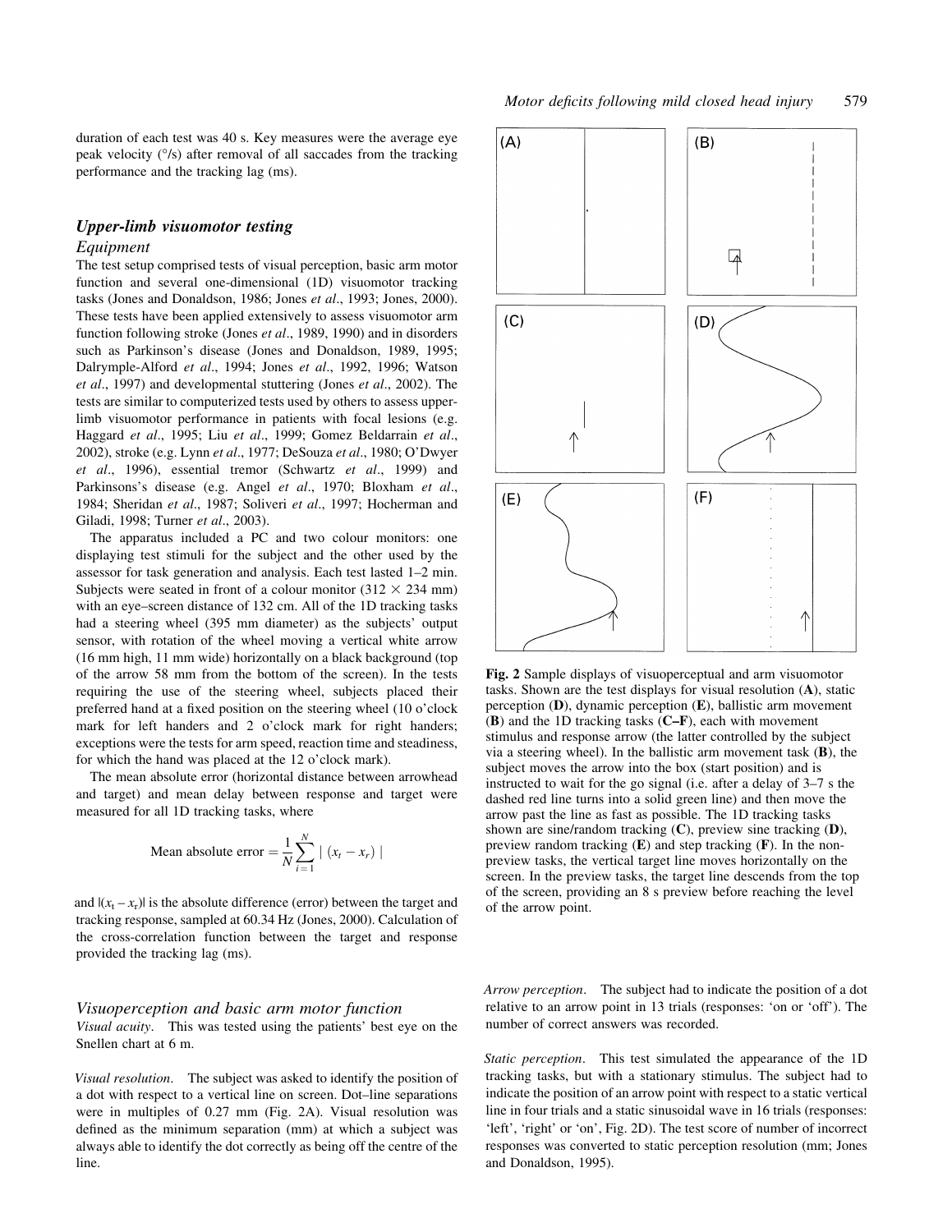duration of each test was 40 s. Key measures were the average eye peak velocity (°/s) after removal of all saccades from the tracking performance and the tracking lag (ms).

## *Upper-limb visuomotor testing*

### *Equipment*

The test setup comprised tests of visual perception, basic arm motor function and several one-dimensional (1D) visuomotor tracking tasks (Jones and Donaldson, 1986; Jones *et al*., 1993; Jones, 2000). These tests have been applied extensively to assess visuomotor arm function following stroke (Jones *et al*., 1989, 1990) and in disorders such as Parkinson's disease (Jones and Donaldson, 1989, 1995; Dalrymple-Alford *et al*., 1994; Jones *et al*., 1992, 1996; Watson *et al*., 1997) and developmental stuttering (Jones *et al*., 2002). The tests are similar to computerized tests used by others to assess upper-limb visuomotor performance in patients with focal lesions (e.g. Haggard *et al*., 1995; Liu *et al*., 1999; Gomez Beldarrain *et al*., 2002), stroke (e.g. Lynn *et al*., 1977; DeSouza *et al*., 1980; O'Dwyer *et al*., 1996), essential tremor (Schwartz *et al*., 1999) and Parkinsons's disease (e.g. Angel *et al*., 1970; Bloxham *et al*., 1984; Sheridan *et al*., 1987; Soliveri *et al*., 1997; Hocherman and Giladi, 1998; Turner *et al*., 2003).

The apparatus included a PC and two colour monitors: one displaying test stimuli for the subject and the other used by the assessor for task generation and analysis. Each test lasted 1–2 min. Subjects were seated in front of a colour monitor (312 × 234 mm) with an eye–screen distance of 132 cm. All of the 1D tracking tasks had a steering wheel (395 mm diameter) as the subjects' output sensor, with rotation of the wheel moving a vertical white arrow (16 mm high, 11 mm wide) horizontally on a black background (top of the arrow 58 mm from the bottom of the screen). In the tests requiring the use of the steering wheel, subjects placed their preferred hand at a fixed position on the steering wheel (10 o'clock mark for left handers and 2 o'clock mark for right handers; exceptions were the tests for arm speed, reaction time and steadiness, for which the hand was placed at the 12 o'clock mark).

The mean absolute error (horizontal distance between arrowhead and target) and mean delay between response and target were measured for all 1D tracking tasks, where

$$\text{Mean absolute error} = \frac{1}{N}\sum_{i=1}^{N} |\ (x_t - x_r)\ |$$

and $|(x_t - x_r)|$ is the absolute difference (error) between the target and tracking response, sampled at 60.34 Hz (Jones, 2000). Calculation of the cross-correlation function between the target and response provided the tracking lag (ms).

**Fig. 2** Sample displays of visuoperceptual and arm visuomotor tasks. Shown are the test displays for visual resolution (**A**), static perception (**D**), dynamic perception (**E**), ballistic arm movement (**B**) and the 1D tracking tasks (**C–F**), each with movement stimulus and response arrow (the latter controlled by the subject via a steering wheel). In the ballistic arm movement task (**B**), the subject moves the arrow into the box (start position) and is instructed to wait for the go signal (i.e. after a delay of 3–7 s the dashed red line turns into a solid green line) and then move the arrow past the line as fast as possible. The 1D tracking tasks shown are sine/random tracking (**C**), preview sine tracking (**D**), preview random tracking (**E**) and step tracking (**F**). In the non-preview tasks, the vertical target line moves horizontally on the screen. In the preview tasks, the target line descends from the top of the screen, providing an 8 s preview before reaching the level of the arrow point.

### *Visuoperception and basic arm motor function*

*Visual acuity*. This was tested using the patients' best eye on the Snellen chart at 6 m.

*Visual resolution*. The subject was asked to identify the position of a dot with respect to a vertical line on screen. Dot–line separations were in multiples of 0.27 mm (Fig. 2A). Visual resolution was defined as the minimum separation (mm) at which a subject was always able to identify the dot correctly as being off the centre of the line.

*Arrow perception*. The subject had to indicate the position of a dot relative to an arrow point in 13 trials (responses: 'on or 'off'). The number of correct answers was recorded.

*Static perception*. This test simulated the appearance of the 1D tracking tasks, but with a stationary stimulus. The subject had to indicate the position of an arrow point with respect to a static vertical line in four trials and a static sinusoidal wave in 16 trials (responses: 'left', 'right' or 'on', Fig. 2D). The test score of number of incorrect responses was converted to static perception resolution (mm; Jones and Donaldson, 1995).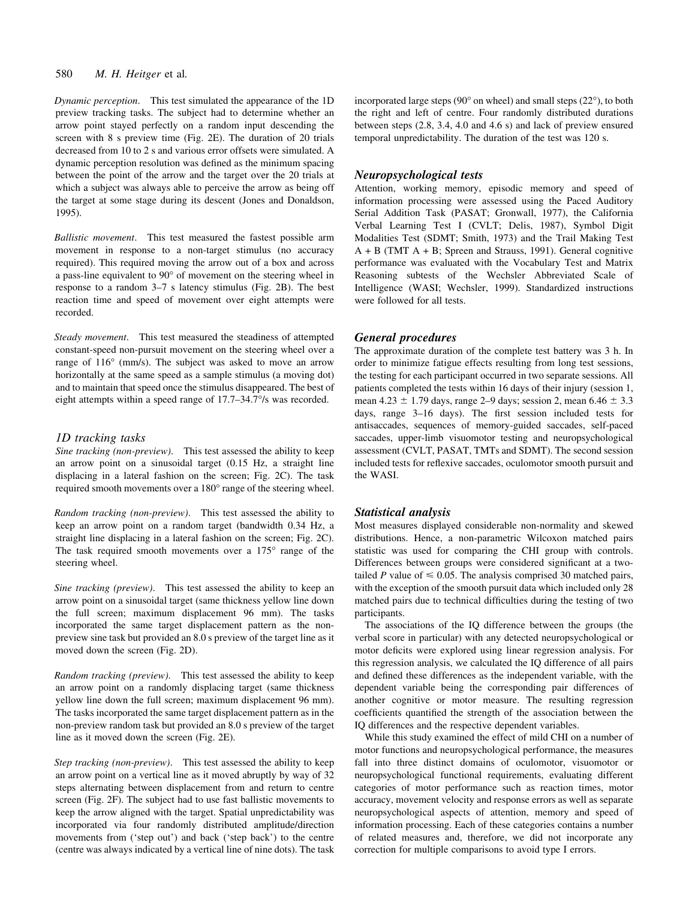*Dynamic perception*. This test simulated the appearance of the 1D preview tracking tasks. The subject had to determine whether an arrow point stayed perfectly on a random input descending the screen with 8 s preview time (Fig. 2E). The duration of 20 trials decreased from 10 to 2 s and various error offsets were simulated. A dynamic perception resolution was defined as the minimum spacing between the point of the arrow and the target over the 20 trials at which a subject was always able to perceive the arrow as being off the target at some stage during its descent (Jones and Donaldson, 1995).

*Ballistic movement*. This test measured the fastest possible arm movement in response to a non-target stimulus (no accuracy required). This required moving the arrow out of a box and across a pass-line equivalent to 90° of movement on the steering wheel in response to a random 3–7 s latency stimulus (Fig. 2B). The best reaction time and speed of movement over eight attempts were recorded.

*Steady movement*. This test measured the steadiness of attempted constant-speed non-pursuit movement on the steering wheel over a range of 116° (mm/s). The subject was asked to move an arrow horizontally at the same speed as a sample stimulus (a moving dot) and to maintain that speed once the stimulus disappeared. The best of eight attempts within a speed range of 17.7–34.7°/s was recorded.

### 1D tracking tasks

*Sine tracking (non-preview)*. This test assessed the ability to keep an arrow point on a sinusoidal target (0.15 Hz, a straight line displacing in a lateral fashion on the screen; Fig. 2C). The task required smooth movements over a 180° range of the steering wheel.

*Random tracking (non-preview)*. This test assessed the ability to keep an arrow point on a random target (bandwidth 0.34 Hz, a straight line displacing in a lateral fashion on the screen; Fig. 2C). The task required smooth movements over a 175° range of the steering wheel.

*Sine tracking (preview)*. This test assessed the ability to keep an arrow point on a sinusoidal target (same thickness yellow line down the full screen; maximum displacement 96 mm). The tasks incorporated the same target displacement pattern as the non-preview sine task but provided an 8.0 s preview of the target line as it moved down the screen (Fig. 2D).

*Random tracking (preview)*. This test assessed the ability to keep an arrow point on a randomly displacing target (same thickness yellow line down the full screen; maximum displacement 96 mm). The tasks incorporated the same target displacement pattern as in the non-preview random task but provided an 8.0 s preview of the target line as it moved down the screen (Fig. 2E).

*Step tracking (non-preview)*. This test assessed the ability to keep an arrow point on a vertical line as it moved abruptly by way of 32 steps alternating between displacement from and return to centre screen (Fig. 2F). The subject had to use fast ballistic movements to keep the arrow aligned with the target. Spatial unpredictability was incorporated via four randomly distributed amplitude/direction movements from ('step out') and back ('step back') to the centre (centre was always indicated by a vertical line of nine dots). The task incorporated large steps (90° on wheel) and small steps (22°), to both the right and left of centre. Four randomly distributed durations between steps (2.8, 3.4, 4.0 and 4.6 s) and lack of preview ensured temporal unpredictability. The duration of the test was 120 s.

## Neuropsychological tests

Attention, working memory, episodic memory and speed of information processing were assessed using the Paced Auditory Serial Addition Task (PASAT; Gronwall, 1977), the California Verbal Learning Test I (CVLT; Delis, 1987), Symbol Digit Modalities Test (SDMT; Smith, 1973) and the Trail Making Test A + B (TMT A + B; Spreen and Strauss, 1991). General cognitive performance was evaluated with the Vocabulary Test and Matrix Reasoning subtests of the Wechsler Abbreviated Scale of Intelligence (WASI; Wechsler, 1999). Standardized instructions were followed for all tests.

## General procedures

The approximate duration of the complete test battery was 3 h. In order to minimize fatigue effects resulting from long test sessions, the testing for each participant occurred in two separate sessions. All patients completed the tests within 16 days of their injury (session 1, mean 4.23 ± 1.79 days, range 2–9 days; session 2, mean 6.46 ± 3.3 days, range 3–16 days). The first session included tests for antisaccades, sequences of memory-guided saccades, self-paced saccades, upper-limb visuomotor testing and neuropsychological assessment (CVLT, PASAT, TMTs and SDMT). The second session included tests for reflexive saccades, oculomotor smooth pursuit and the WASI.

## Statistical analysis

Most measures displayed considerable non-normality and skewed distributions. Hence, a non-parametric Wilcoxon matched pairs statistic was used for comparing the CHI group with controls. Differences between groups were considered significant at a two-tailed $P$ value of $\leq 0.05$. The analysis comprised 30 matched pairs, with the exception of the smooth pursuit data which included only 28 matched pairs due to technical difficulties during the testing of two participants.

The associations of the IQ difference between the groups (the verbal score in particular) with any detected neuropsychological or motor deficits were explored using linear regression analysis. For this regression analysis, we calculated the IQ difference of all pairs and defined these differences as the independent variable, with the dependent variable being the corresponding pair differences of another cognitive or motor measure. The resulting regression coefficients quantified the strength of the association between the IQ differences and the respective dependent variables.

While this study examined the effect of mild CHI on a number of motor functions and neuropsychological performance, the measures fall into three distinct domains of oculomotor, visuomotor or neuropsychological functional requirements, evaluating different categories of motor performance such as reaction times, motor accuracy, movement velocity and response errors as well as separate neuropsychological aspects of attention, memory and speed of information processing. Each of these categories contains a number of related measures and, therefore, we did not incorporate any correction for multiple comparisons to avoid type I errors.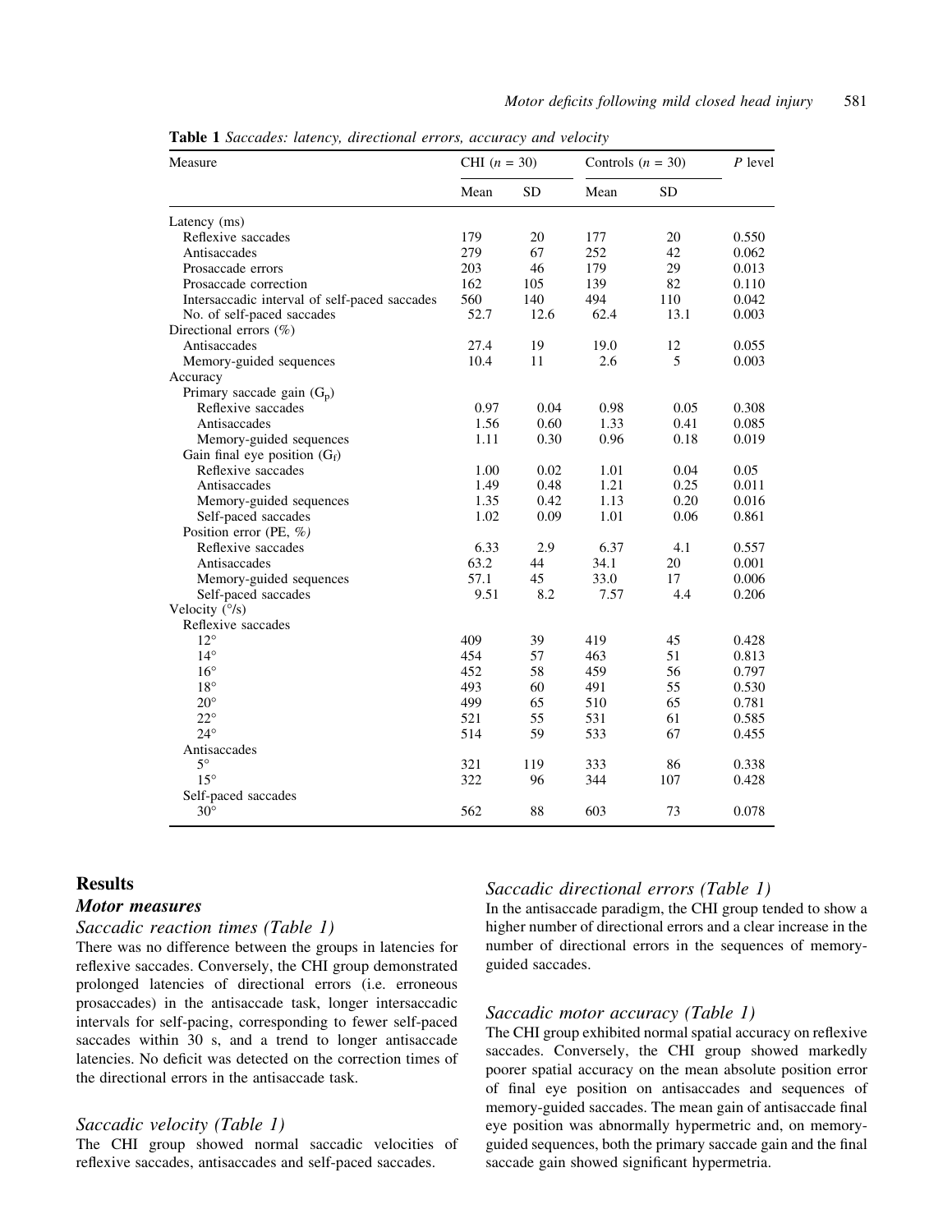**Table 1** *Saccades: latency, directional errors, accuracy and velocity*

| Measure | CHI ($n$ = 30) | | Controls ($n$ = 30) | | *P* level |
|---|---|---|---|---|---|
| | Mean | SD | Mean | SD | |
| Latency (ms) | | | | | |
| Reflexive saccades | 179 | 20 | 177 | 20 | 0.550 |
| Antisaccades | 279 | 67 | 252 | 42 | 0.062 |
| Prosaccade errors | 203 | 46 | 179 | 29 | 0.013 |
| Prosaccade correction | 162 | 105 | 139 | 82 | 0.110 |
| Intersaccadic interval of self-paced saccades | 560 | 140 | 494 | 110 | 0.042 |
| No. of self-paced saccades | 52.7 | 12.6 | 62.4 | 13.1 | 0.003 |
| Directional errors (%) | | | | | |
| Antisaccades | 27.4 | 19 | 19.0 | 12 | 0.055 |
| Memory-guided sequences | 10.4 | 11 | 2.6 | 5 | 0.003 |
| Accuracy | | | | | |
| Primary saccade gain ($G_p$) | | | | | |
| Reflexive saccades | 0.97 | 0.04 | 0.98 | 0.05 | 0.308 |
| Antisaccades | 1.56 | 0.60 | 1.33 | 0.41 | 0.085 |
| Memory-guided sequences | 1.11 | 0.30 | 0.96 | 0.18 | 0.019 |
| Gain final eye position ($G_f$) | | | | | |
| Reflexive saccades | 1.00 | 0.02 | 1.01 | 0.04 | 0.05 |
| Antisaccades | 1.49 | 0.48 | 1.21 | 0.25 | 0.011 |
| Memory-guided sequences | 1.35 | 0.42 | 1.13 | 0.20 | 0.016 |
| Self-paced saccades | 1.02 | 0.09 | 1.01 | 0.06 | 0.861 |
| Position error (PE, %) | | | | | |
| Reflexive saccades | 6.33 | 2.9 | 6.37 | 4.1 | 0.557 |
| Antisaccades | 63.2 | 44 | 34.1 | 20 | 0.001 |
| Memory-guided sequences | 57.1 | 45 | 33.0 | 17 | 0.006 |
| Self-paced saccades | 9.51 | 8.2 | 7.57 | 4.4 | 0.206 |
| Velocity (°/s) | | | | | |
| Reflexive saccades | | | | | |
| 12° | 409 | 39 | 419 | 45 | 0.428 |
| 14° | 454 | 57 | 463 | 51 | 0.813 |
| 16° | 452 | 58 | 459 | 56 | 0.797 |
| 18° | 493 | 60 | 491 | 55 | 0.530 |
| 20° | 499 | 65 | 510 | 65 | 0.781 |
| 22° | 521 | 55 | 531 | 61 | 0.585 |
| 24° | 514 | 59 | 533 | 67 | 0.455 |
| Antisaccades | | | | | |
| 5° | 321 | 119 | 333 | 86 | 0.338 |
| 15° | 322 | 96 | 344 | 107 | 0.428 |
| Self-paced saccades | | | | | |
| 30° | 562 | 88 | 603 | 73 | 0.078 |

## Results

### Motor measures

*Saccadic reaction times (Table 1)*

There was no difference between the groups in latencies for reflexive saccades. Conversely, the CHI group demonstrated prolonged latencies of directional errors (i.e. erroneous prosaccades) in the antisaccade task, longer intersaccadic intervals for self-pacing, corresponding to fewer self-paced saccades within 30 s, and a trend to longer antisaccade latencies. No deficit was detected on the correction times of the directional errors in the antisaccade task.

*Saccadic velocity (Table 1)*

The CHI group showed normal saccadic velocities of reflexive saccades, antisaccades and self-paced saccades.

*Saccadic directional errors (Table 1)*

In the antisaccade paradigm, the CHI group tended to show a higher number of directional errors and a clear increase in the number of directional errors in the sequences of memory-guided saccades.

*Saccadic motor accuracy (Table 1)*

The CHI group exhibited normal spatial accuracy on reflexive saccades. Conversely, the CHI group showed markedly poorer spatial accuracy on the mean absolute position error of final eye position on antisaccades and sequences of memory-guided saccades. The mean gain of antisaccade final eye position was abnormally hypermetric and, on memory-guided sequences, both the primary saccade gain and the final saccade gain showed significant hypermetria.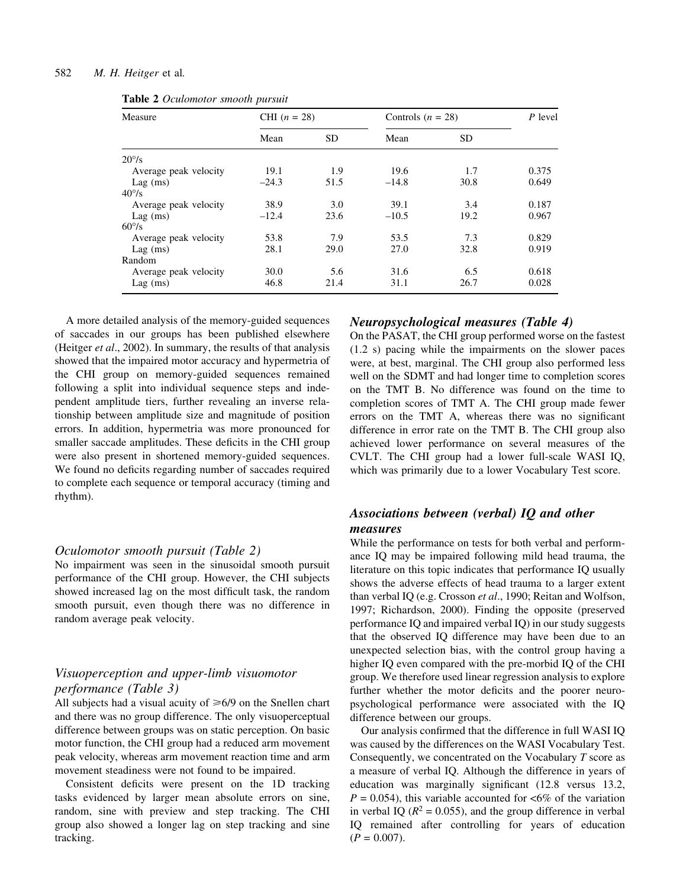**Table 2** *Oculomotor smooth pursuit*

| Measure | CHI ($n$ = 28) | | Controls ($n$ = 28) | | $P$ level |
|---|---|---|---|---|---|
| | Mean | SD | Mean | SD | |
| 20°/s | | | | | |
| Average peak velocity | 19.1 | 1.9 | 19.6 | 1.7 | 0.375 |
| Lag (ms) | −24.3 | 51.5 | −14.8 | 30.8 | 0.649 |
| 40°/s | | | | | |
| Average peak velocity | 38.9 | 3.0 | 39.1 | 3.4 | 0.187 |
| Lag (ms) | −12.4 | 23.6 | −10.5 | 19.2 | 0.967 |
| 60°/s | | | | | |
| Average peak velocity | 53.8 | 7.9 | 53.5 | 7.3 | 0.829 |
| Lag (ms) | 28.1 | 29.0 | 27.0 | 32.8 | 0.919 |
| Random | | | | | |
| Average peak velocity | 30.0 | 5.6 | 31.6 | 6.5 | 0.618 |
| Lag (ms) | 46.8 | 21.4 | 31.1 | 26.7 | 0.028 |

A more detailed analysis of the memory-guided sequences of saccades in our groups has been published elsewhere (Heitger *et al*., 2002). In summary, the results of that analysis showed that the impaired motor accuracy and hypermetria of the CHI group on memory-guided sequences remained following a split into individual sequence steps and independent amplitude tiers, further revealing an inverse relationship between amplitude size and magnitude of position errors. In addition, hypermetria was more pronounced for smaller saccade amplitudes. These deficits in the CHI group were also present in shortened memory-guided sequences. We found no deficits regarding number of saccades required to complete each sequence or temporal accuracy (timing and rhythm).

### *Oculomotor smooth pursuit (Table 2)*

No impairment was seen in the sinusoidal smooth pursuit performance of the CHI group. However, the CHI subjects showed increased lag on the most difficult task, the random smooth pursuit, even though there was no difference in random average peak velocity.

### *Visuoperception and upper-limb visuomotor performance (Table 3)*

All subjects had a visual acuity of ≥6/9 on the Snellen chart and there was no group difference. The only visuoperceptual difference between groups was on static perception. On basic motor function, the CHI group had a reduced arm movement peak velocity, whereas arm movement reaction time and arm movement steadiness were not found to be impaired.

Consistent deficits were present on the 1D tracking tasks evidenced by larger mean absolute errors on sine, random, sine with preview and step tracking. The CHI group also showed a longer lag on step tracking and sine tracking.

### *Neuropsychological measures (Table 4)*

On the PASAT, the CHI group performed worse on the fastest (1.2 s) pacing while the impairments on the slower paces were, at best, marginal. The CHI group also performed less well on the SDMT and had longer time to completion scores on the TMT B. No difference was found on the time to completion scores of TMT A. The CHI group made fewer errors on the TMT A, whereas there was no significant difference in error rate on the TMT B. The CHI group also achieved lower performance on several measures of the CVLT. The CHI group had a lower full-scale WASI IQ, which was primarily due to a lower Vocabulary Test score.

### *Associations between (verbal) IQ and other measures*

While the performance on tests for both verbal and performance IQ may be impaired following mild head trauma, the literature on this topic indicates that performance IQ usually shows the adverse effects of head trauma to a larger extent than verbal IQ (e.g. Crosson *et al*., 1990; Reitan and Wolfson, 1997; Richardson, 2000). Finding the opposite (preserved performance IQ and impaired verbal IQ) in our study suggests that the observed IQ difference may have been due to an unexpected selection bias, with the control group having a higher IQ even compared with the pre-morbid IQ of the CHI group. We therefore used linear regression analysis to explore further whether the motor deficits and the poorer neuropsychological performance were associated with the IQ difference between our groups.

Our analysis confirmed that the difference in full WASI IQ was caused by the differences on the WASI Vocabulary Test. Consequently, we concentrated on the Vocabulary $T$ score as a measure of verbal IQ. Although the difference in years of education was marginally significant (12.8 versus 13.2, $P = 0.054$), this variable accounted for <6% of the variation in verbal IQ ($R^2 = 0.055$), and the group difference in verbal IQ remained after controlling for years of education ($P = 0.007$).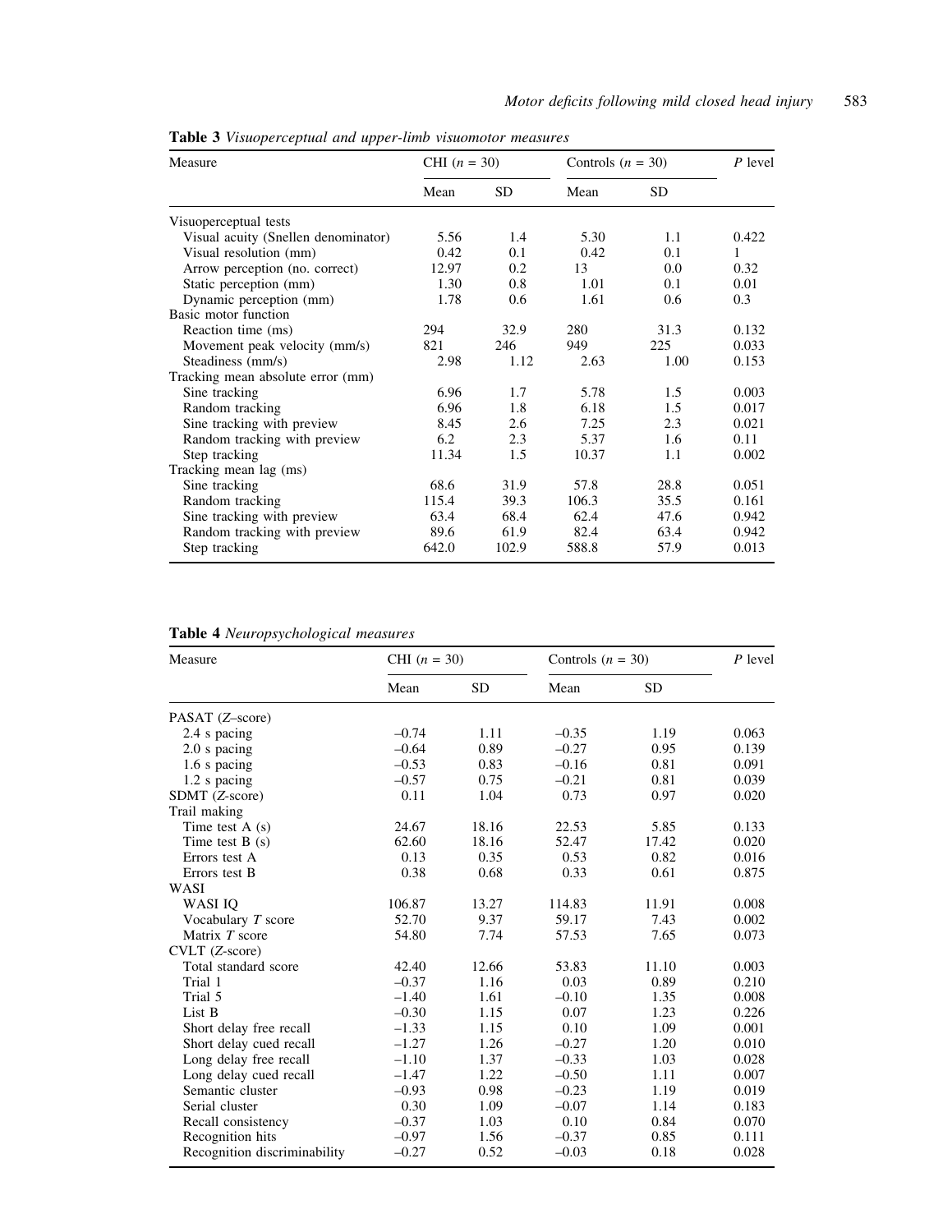**Table 3** *Visuoperceptual and upper-limb visuomotor measures*

| Measure | CHI ($n$ = 30) | | Controls ($n$ = 30) | | $P$ level |
|---|---|---|---|---|---|
| | Mean | SD | Mean | SD | |
| Visuoperceptual tests | | | | | |
| Visual acuity (Snellen denominator) | 5.56 | 1.4 | 5.30 | 1.1 | 0.422 |
| Visual resolution (mm) | 0.42 | 0.1 | 0.42 | 0.1 | 1 |
| Arrow perception (no. correct) | 12.97 | 0.2 | 13 | 0.0 | 0.32 |
| Static perception (mm) | 1.30 | 0.8 | 1.01 | 0.1 | 0.01 |
| Dynamic perception (mm) | 1.78 | 0.6 | 1.61 | 0.6 | 0.3 |
| Basic motor function | | | | | |
| Reaction time (ms) | 294 | 32.9 | 280 | 31.3 | 0.132 |
| Movement peak velocity (mm/s) | 821 | 246 | 949 | 225 | 0.033 |
| Steadiness (mm/s) | 2.98 | 1.12 | 2.63 | 1.00 | 0.153 |
| Tracking mean absolute error (mm) | | | | | |
| Sine tracking | 6.96 | 1.7 | 5.78 | 1.5 | 0.003 |
| Random tracking | 6.96 | 1.8 | 6.18 | 1.5 | 0.017 |
| Sine tracking with preview | 8.45 | 2.6 | 7.25 | 2.3 | 0.021 |
| Random tracking with preview | 6.2 | 2.3 | 5.37 | 1.6 | 0.11 |
| Step tracking | 11.34 | 1.5 | 10.37 | 1.1 | 0.002 |
| Tracking mean lag (ms) | | | | | |
| Sine tracking | 68.6 | 31.9 | 57.8 | 28.8 | 0.051 |
| Random tracking | 115.4 | 39.3 | 106.3 | 35.5 | 0.161 |
| Sine tracking with preview | 63.4 | 68.4 | 62.4 | 47.6 | 0.942 |
| Random tracking with preview | 89.6 | 61.9 | 82.4 | 63.4 | 0.942 |
| Step tracking | 642.0 | 102.9 | 588.8 | 57.9 | 0.013 |

**Table 4** *Neuropsychological measures*

| Measure | CHI ($n$ = 30) | | Controls ($n$ = 30) | | $P$ level |
|---|---|---|---|---|---|
| | Mean | SD | Mean | SD | |
| PASAT ($Z$–score) | | | | | |
| 2.4 s pacing | –0.74 | 1.11 | –0.35 | 1.19 | 0.063 |
| 2.0 s pacing | –0.64 | 0.89 | –0.27 | 0.95 | 0.139 |
| 1.6 s pacing | –0.53 | 0.83 | –0.16 | 0.81 | 0.091 |
| 1.2 s pacing | –0.57 | 0.75 | –0.21 | 0.81 | 0.039 |
| SDMT ($Z$-score) | 0.11 | 1.04 | 0.73 | 0.97 | 0.020 |
| Trail making | | | | | |
| Time test A (s) | 24.67 | 18.16 | 22.53 | 5.85 | 0.133 |
| Time test B (s) | 62.60 | 18.16 | 52.47 | 17.42 | 0.020 |
| Errors test A | 0.13 | 0.35 | 0.53 | 0.82 | 0.016 |
| Errors test B | 0.38 | 0.68 | 0.33 | 0.61 | 0.875 |
| WASI | | | | | |
| WASI IQ | 106.87 | 13.27 | 114.83 | 11.91 | 0.008 |
| Vocabulary $T$ score | 52.70 | 9.37 | 59.17 | 7.43 | 0.002 |
| Matrix $T$ score | 54.80 | 7.74 | 57.53 | 7.65 | 0.073 |
| CVLT ($Z$-score) | | | | | |
| Total standard score | 42.40 | 12.66 | 53.83 | 11.10 | 0.003 |
| Trial 1 | –0.37 | 1.16 | 0.03 | 0.89 | 0.210 |
| Trial 5 | –1.40 | 1.61 | –0.10 | 1.35 | 0.008 |
| List B | –0.30 | 1.15 | 0.07 | 1.23 | 0.226 |
| Short delay free recall | –1.33 | 1.15 | 0.10 | 1.09 | 0.001 |
| Short delay cued recall | –1.27 | 1.26 | –0.27 | 1.20 | 0.010 |
| Long delay free recall | –1.10 | 1.37 | –0.33 | 1.03 | 0.028 |
| Long delay cued recall | –1.47 | 1.22 | –0.50 | 1.11 | 0.007 |
| Semantic cluster | –0.93 | 0.98 | –0.23 | 1.19 | 0.019 |
| Serial cluster | 0.30 | 1.09 | –0.07 | 1.14 | 0.183 |
| Recall consistency | –0.37 | 1.03 | 0.10 | 0.84 | 0.070 |
| Recognition hits | –0.97 | 1.56 | –0.37 | 0.85 | 0.111 |
| Recognition discriminability | –0.27 | 0.52 | –0.03 | 0.18 | 0.028 |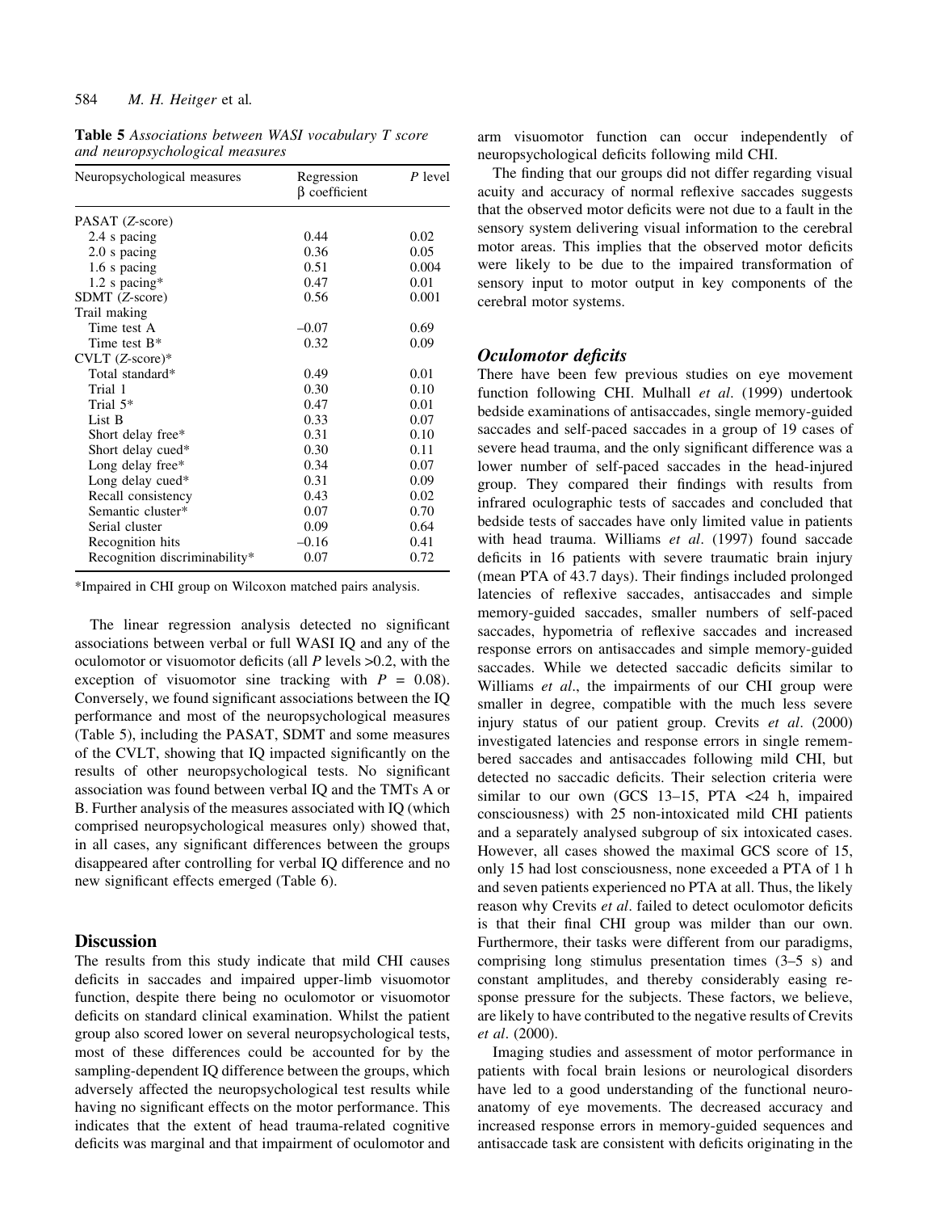**Table 5** *Associations between WASI vocabulary T score and neuropsychological measures*

| Neuropsychological measures | Regression β coefficient | *P* level |
|---|---|---|
| PASAT (*Z*-score) | | |
| 2.4 s pacing | 0.44 | 0.02 |
| 2.0 s pacing | 0.36 | 0.05 |
| 1.6 s pacing | 0.51 | 0.004 |
| 1.2 s pacing* | 0.47 | 0.01 |
| SDMT (*Z*-score) | 0.56 | 0.001 |
| Trail making | | |
| Time test A | –0.07 | 0.69 |
| Time test B* | 0.32 | 0.09 |
| CVLT (*Z*-score)* | | |
| Total standard* | 0.49 | 0.01 |
| Trial 1 | 0.30 | 0.10 |
| Trial 5* | 0.47 | 0.01 |
| List B | 0.33 | 0.07 |
| Short delay free* | 0.31 | 0.10 |
| Short delay cued* | 0.30 | 0.11 |
| Long delay free* | 0.34 | 0.07 |
| Long delay cued* | 0.31 | 0.09 |
| Recall consistency | 0.43 | 0.02 |
| Semantic cluster* | 0.07 | 0.70 |
| Serial cluster | 0.09 | 0.64 |
| Recognition hits | –0.16 | 0.41 |
| Recognition discriminability* | 0.07 | 0.72 |

*Impaired in CHI group on Wilcoxon matched pairs analysis.

The linear regression analysis detected no significant associations between verbal or full WASI IQ and any of the oculomotor or visuomotor deficits (all *P* levels >0.2, with the exception of visuomotor sine tracking with $P = 0.08$). Conversely, we found significant associations between the IQ performance and most of the neuropsychological measures (Table 5), including the PASAT, SDMT and some measures of the CVLT, showing that IQ impacted significantly on the results of other neuropsychological tests. No significant association was found between verbal IQ and the TMTs A or B. Further analysis of the measures associated with IQ (which comprised neuropsychological measures only) showed that, in all cases, any significant differences between the groups disappeared after controlling for verbal IQ difference and no new significant effects emerged (Table 6).

## Discussion

The results from this study indicate that mild CHI causes deficits in saccades and impaired upper-limb visuomotor function, despite there being no oculomotor or visuomotor deficits on standard clinical examination. Whilst the patient group also scored lower on several neuropsychological tests, most of these differences could be accounted for by the sampling-dependent IQ difference between the groups, which adversely affected the neuropsychological test results while having no significant effects on the motor performance. This indicates that the extent of head trauma-related cognitive deficits was marginal and that impairment of oculomotor and arm visuomotor function can occur independently of neuropsychological deficits following mild CHI.

The finding that our groups did not differ regarding visual acuity and accuracy of normal reflexive saccades suggests that the observed motor deficits were not due to a fault in the sensory system delivering visual information to the cerebral motor areas. This implies that the observed motor deficits were likely to be due to the impaired transformation of sensory input to motor output in key components of the cerebral motor systems.

### *Oculomotor deficits*

There have been few previous studies on eye movement function following CHI. Mulhall *et al*. (1999) undertook bedside examinations of antisaccades, single memory-guided saccades and self-paced saccades in a group of 19 cases of severe head trauma, and the only significant difference was a lower number of self-paced saccades in the head-injured group. They compared their findings with results from infrared oculographic tests of saccades and concluded that bedside tests of saccades have only limited value in patients with head trauma. Williams *et al*. (1997) found saccade deficits in 16 patients with severe traumatic brain injury (mean PTA of 43.7 days). Their findings included prolonged latencies of reflexive saccades, antisaccades and simple memory-guided saccades, smaller numbers of self-paced saccades, hypometria of reflexive saccades and increased response errors on antisaccades and simple memory-guided saccades. While we detected saccadic deficits similar to Williams *et al*., the impairments of our CHI group were smaller in degree, compatible with the much less severe injury status of our patient group. Crevits *et al*. (2000) investigated latencies and response errors in single remembered saccades and antisaccades following mild CHI, but detected no saccadic deficits. Their selection criteria were similar to our own (GCS 13–15, PTA <24 h, impaired consciousness) with 25 non-intoxicated mild CHI patients and a separately analysed subgroup of six intoxicated cases. However, all cases showed the maximal GCS score of 15, only 15 had lost consciousness, none exceeded a PTA of 1 h and seven patients experienced no PTA at all. Thus, the likely reason why Crevits *et al*. failed to detect oculomotor deficits is that their final CHI group was milder than our own. Furthermore, their tasks were different from our paradigms, comprising long stimulus presentation times (3–5 s) and constant amplitudes, and thereby considerably easing response pressure for the subjects. These factors, we believe, are likely to have contributed to the negative results of Crevits *et al*. (2000).

Imaging studies and assessment of motor performance in patients with focal brain lesions or neurological disorders have led to a good understanding of the functional neuroanatomy of eye movements. The decreased accuracy and increased response errors in memory-guided sequences and antisaccade task are consistent with deficits originating in the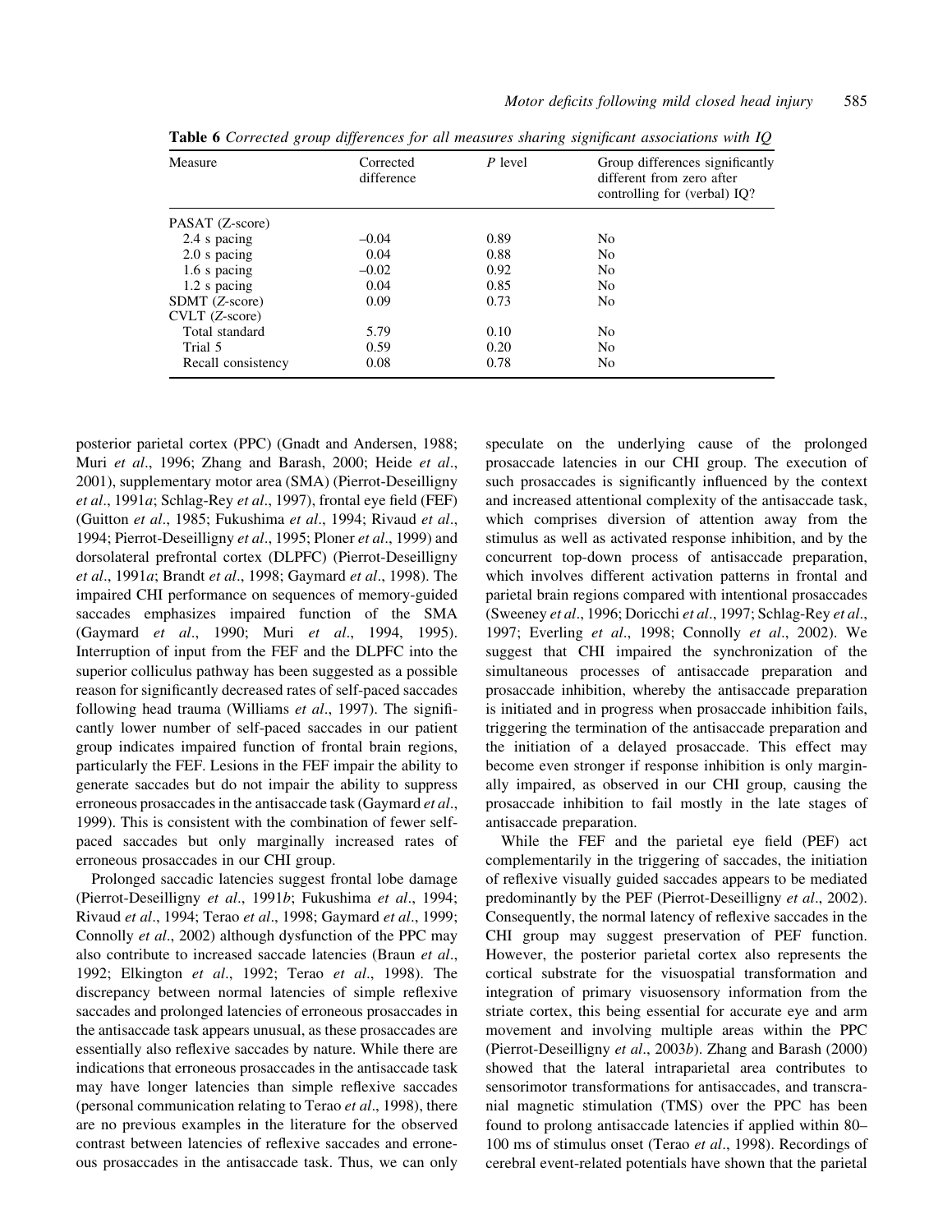**Table 6** *Corrected group differences for all measures sharing significant associations with IQ*

| Measure | Corrected difference | *P* level | Group differences significantly different from zero after controlling for (verbal) IQ? |
|---|---|---|---|
| PASAT (Z-score) | | | |
| 2.4 s pacing | –0.04 | 0.89 | No |
| 2.0 s pacing | 0.04 | 0.88 | No |
| 1.6 s pacing | –0.02 | 0.92 | No |
| 1.2 s pacing | 0.04 | 0.85 | No |
| SDMT (Z-score) | 0.09 | 0.73 | No |
| CVLT (Z-score) | | | |
| Total standard | 5.79 | 0.10 | No |
| Trial 5 | 0.59 | 0.20 | No |
| Recall consistency | 0.08 | 0.78 | No |

posterior parietal cortex (PPC) (Gnadt and Andersen, 1988; Muri *et al*., 1996; Zhang and Barash, 2000; Heide *et al*., 2001), supplementary motor area (SMA) (Pierrot-Deseilligny *et al*., 1991*a*; Schlag-Rey *et al*., 1997), frontal eye field (FEF) (Guitton *et al*., 1985; Fukushima *et al*., 1994; Rivaud *et al*., 1994; Pierrot-Deseilligny *et al*., 1995; Ploner *et al*., 1999) and dorsolateral prefrontal cortex (DLPFC) (Pierrot-Deseilligny *et al*., 1991*a*; Brandt *et al*., 1998; Gaymard *et al*., 1998). The impaired CHI performance on sequences of memory-guided saccades emphasizes impaired function of the SMA (Gaymard *et al*., 1990; Muri *et al*., 1994, 1995). Interruption of input from the FEF and the DLPFC into the superior colliculus pathway has been suggested as a possible reason for significantly decreased rates of self-paced saccades following head trauma (Williams *et al*., 1997). The significantly lower number of self-paced saccades in our patient group indicates impaired function of frontal brain regions, particularly the FEF. Lesions in the FEF impair the ability to generate saccades but do not impair the ability to suppress erroneous prosaccades in the antisaccade task (Gaymard *et al*., 1999). This is consistent with the combination of fewer self-paced saccades but only marginally increased rates of erroneous prosaccades in our CHI group.

Prolonged saccadic latencies suggest frontal lobe damage (Pierrot-Deseilligny *et al*., 1991*b*; Fukushima *et al*., 1994; Rivaud *et al*., 1994; Terao *et al*., 1998; Gaymard *et al*., 1999; Connolly *et al*., 2002) although dysfunction of the PPC may also contribute to increased saccade latencies (Braun *et al*., 1992; Elkington *et al*., 1992; Terao *et al*., 1998). The discrepancy between normal latencies of simple reflexive saccades and prolonged latencies of erroneous prosaccades in the antisaccade task appears unusual, as these prosaccades are essentially also reflexive saccades by nature. While there are indications that erroneous prosaccades in the antisaccade task may have longer latencies than simple reflexive saccades (personal communication relating to Terao *et al*., 1998), there are no previous examples in the literature for the observed contrast between latencies of reflexive saccades and erroneous prosaccades in the antisaccade task. Thus, we can only speculate on the underlying cause of the prolonged prosaccade latencies in our CHI group. The execution of such prosaccades is significantly influenced by the context and increased attentional complexity of the antisaccade task, which comprises diversion of attention away from the stimulus as well as activated response inhibition, and by the concurrent top-down process of antisaccade preparation, which involves different activation patterns in frontal and parietal brain regions compared with intentional prosaccades (Sweeney *et al*., 1996; Doricchi *et al*., 1997; Schlag-Rey *et al*., 1997; Everling *et al*., 1998; Connolly *et al*., 2002). We suggest that CHI impaired the synchronization of the simultaneous processes of antisaccade preparation and prosaccade inhibition, whereby the antisaccade preparation is initiated and in progress when prosaccade inhibition fails, triggering the termination of the antisaccade preparation and the initiation of a delayed prosaccade. This effect may become even stronger if response inhibition is only marginally impaired, as observed in our CHI group, causing the prosaccade inhibition to fail mostly in the late stages of antisaccade preparation.

While the FEF and the parietal eye field (PEF) act complementarily in the triggering of saccades, the initiation of reflexive visually guided saccades appears to be mediated predominantly by the PEF (Pierrot-Deseilligny *et al*., 2002). Consequently, the normal latency of reflexive saccades in the CHI group may suggest preservation of PEF function. However, the posterior parietal cortex also represents the cortical substrate for the visuospatial transformation and integration of primary visuosensory information from the striate cortex, this being essential for accurate eye and arm movement and involving multiple areas within the PPC (Pierrot-Deseilligny *et al*., 2003*b*). Zhang and Barash (2000) showed that the lateral intraparietal area contributes to sensorimotor transformations for antisaccades, and transcranial magnetic stimulation (TMS) over the PPC has been found to prolong antisaccade latencies if applied within 80–100 ms of stimulus onset (Terao *et al*., 1998). Recordings of cerebral event-related potentials have shown that the parietal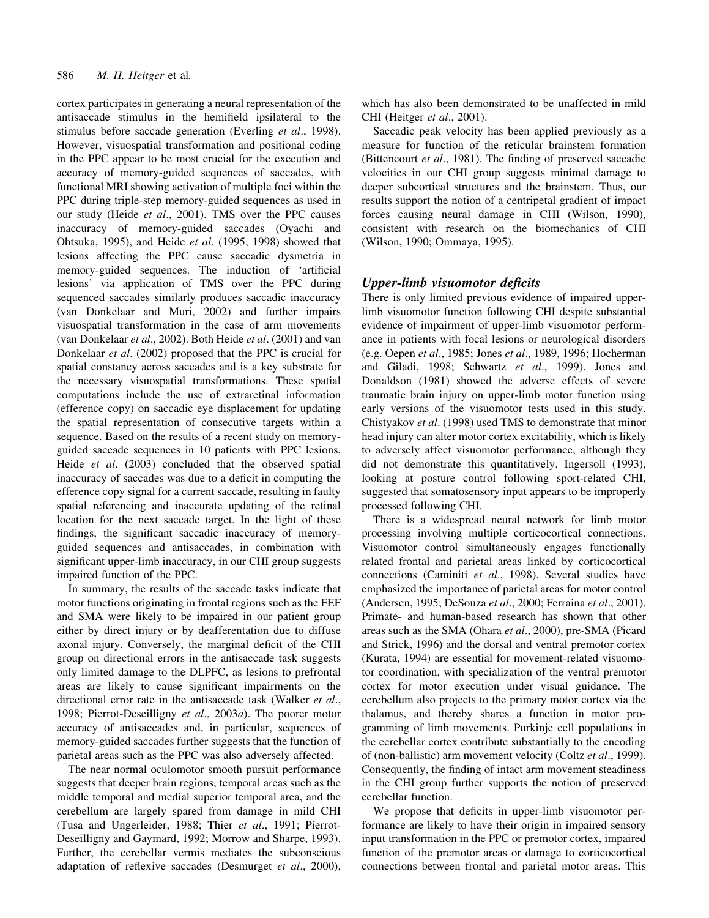cortex participates in generating a neural representation of the antisaccade stimulus in the hemifield ipsilateral to the stimulus before saccade generation (Everling *et al*., 1998). However, visuospatial transformation and positional coding in the PPC appear to be most crucial for the execution and accuracy of memory-guided sequences of saccades, with functional MRI showing activation of multiple foci within the PPC during triple-step memory-guided sequences as used in our study (Heide *et al*., 2001). TMS over the PPC causes inaccuracy of memory-guided saccades (Oyachi and Ohtsuka, 1995), and Heide *et al*. (1995, 1998) showed that lesions affecting the PPC cause saccadic dysmetria in memory-guided sequences. The induction of 'artificial lesions' via application of TMS over the PPC during sequenced saccades similarly produces saccadic inaccuracy (van Donkelaar and Muri, 2002) and further impairs visuospatial transformation in the case of arm movements (van Donkelaar *et al*., 2002). Both Heide *et al*. (2001) and van Donkelaar *et al*. (2002) proposed that the PPC is crucial for spatial constancy across saccades and is a key substrate for the necessary visuospatial transformations. These spatial computations include the use of extraretinal information (efference copy) on saccadic eye displacement for updating the spatial representation of consecutive targets within a sequence. Based on the results of a recent study on memory-guided saccade sequences in 10 patients with PPC lesions, Heide *et al*. (2003) concluded that the observed spatial inaccuracy of saccades was due to a deficit in computing the efference copy signal for a current saccade, resulting in faulty spatial referencing and inaccurate updating of the retinal location for the next saccade target. In the light of these findings, the significant saccadic inaccuracy of memory-guided sequences and antisaccades, in combination with significant upper-limb inaccuracy, in our CHI group suggests impaired function of the PPC.

In summary, the results of the saccade tasks indicate that motor functions originating in frontal regions such as the FEF and SMA were likely to be impaired in our patient group either by direct injury or by deafferentation due to diffuse axonal injury. Conversely, the marginal deficit of the CHI group on directional errors in the antisaccade task suggests only limited damage to the DLPFC, as lesions to prefrontal areas are likely to cause significant impairments on the directional error rate in the antisaccade task (Walker *et al*., 1998; Pierrot-Deseilligny *et al*., 2003*a*). The poorer motor accuracy of antisaccades and, in particular, sequences of memory-guided saccades further suggests that the function of parietal areas such as the PPC was also adversely affected.

The near normal oculomotor smooth pursuit performance suggests that deeper brain regions, temporal areas such as the middle temporal and medial superior temporal area, and the cerebellum are largely spared from damage in mild CHI (Tusa and Ungerleider, 1988; Thier *et al*., 1991; Pierrot-Deseilligny and Gaymard, 1992; Morrow and Sharpe, 1993). Further, the cerebellar vermis mediates the subconscious adaptation of reflexive saccades (Desmurget *et al*., 2000), which has also been demonstrated to be unaffected in mild CHI (Heitger *et al*., 2001).

Saccadic peak velocity has been applied previously as a measure for function of the reticular brainstem formation (Bittencourt *et al*., 1981). The finding of preserved saccadic velocities in our CHI group suggests minimal damage to deeper subcortical structures and the brainstem. Thus, our results support the notion of a centripetal gradient of impact forces causing neural damage in CHI (Wilson, 1990), consistent with research on the biomechanics of CHI (Wilson, 1990; Ommaya, 1995).

### *Upper-limb visuomotor deficits*

There is only limited previous evidence of impaired upper-limb visuomotor function following CHI despite substantial evidence of impairment of upper-limb visuomotor performance in patients with focal lesions or neurological disorders (e.g. Oepen *et al*., 1985; Jones *et al*., 1989, 1996; Hocherman and Giladi, 1998; Schwartz *et al*., 1999). Jones and Donaldson (1981) showed the adverse effects of severe traumatic brain injury on upper-limb motor function using early versions of the visuomotor tests used in this study. Chistyakov *et al*. (1998) used TMS to demonstrate that minor head injury can alter motor cortex excitability, which is likely to adversely affect visuomotor performance, although they did not demonstrate this quantitatively. Ingersoll (1993), looking at posture control following sport-related CHI, suggested that somatosensory input appears to be improperly processed following CHI.

There is a widespread neural network for limb motor processing involving multiple corticocortical connections. Visuomotor control simultaneously engages functionally related frontal and parietal areas linked by corticocortical connections (Caminiti *et al*., 1998). Several studies have emphasized the importance of parietal areas for motor control (Andersen, 1995; DeSouza *et al*., 2000; Ferraina *et al*., 2001). Primate- and human-based research has shown that other areas such as the SMA (Ohara *et al*., 2000), pre-SMA (Picard and Strick, 1996) and the dorsal and ventral premotor cortex (Kurata, 1994) are essential for movement-related visuomotor coordination, with specialization of the ventral premotor cortex for motor execution under visual guidance. The cerebellum also projects to the primary motor cortex via the thalamus, and thereby shares a function in motor programming of limb movements. Purkinje cell populations in the cerebellar cortex contribute substantially to the encoding of (non-ballistic) arm movement velocity (Coltz *et al*., 1999). Consequently, the finding of intact arm movement steadiness in the CHI group further supports the notion of preserved cerebellar function.

We propose that deficits in upper-limb visuomotor performance are likely to have their origin in impaired sensory input transformation in the PPC or premotor cortex, impaired function of the premotor areas or damage to corticocortical connections between frontal and parietal motor areas. This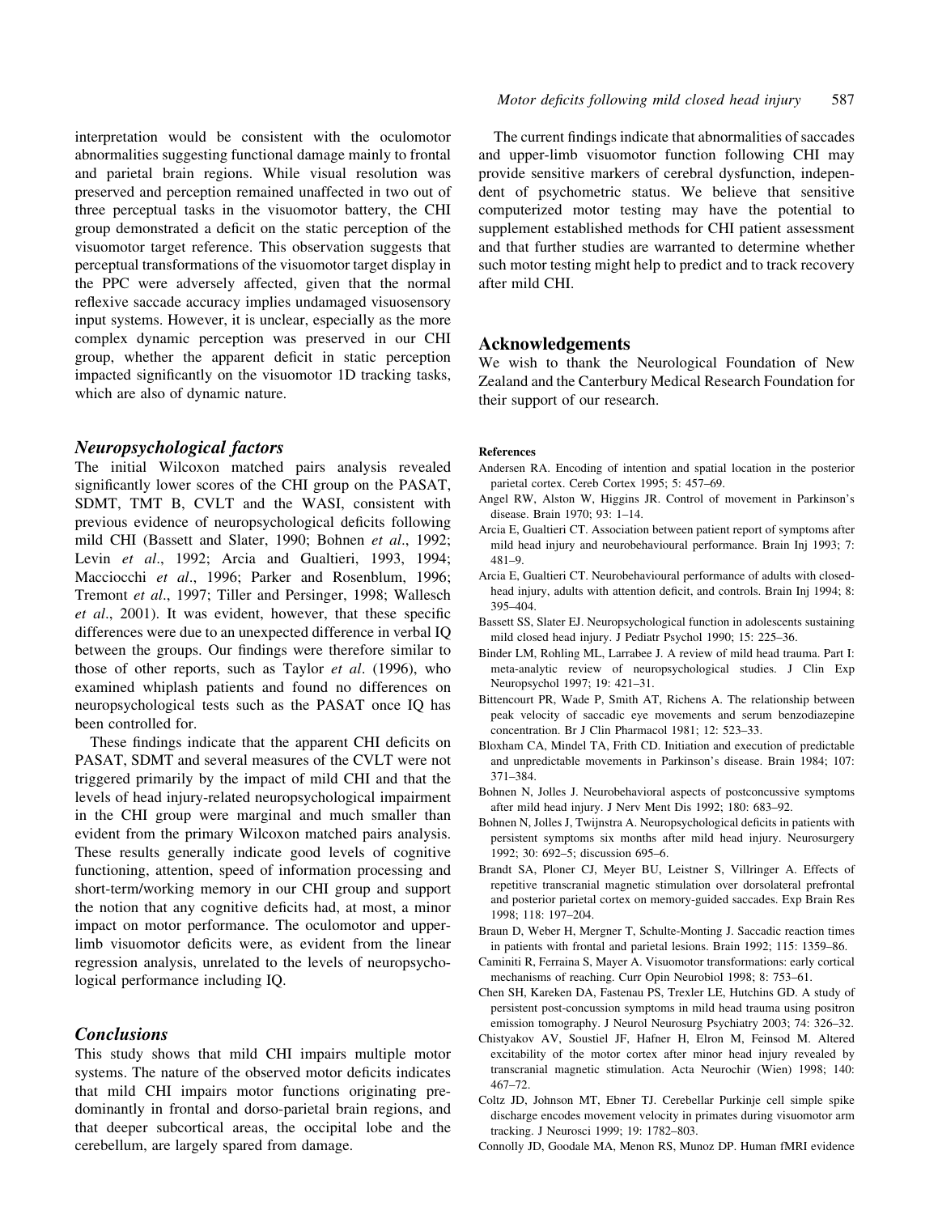interpretation would be consistent with the oculomotor abnormalities suggesting functional damage mainly to frontal and parietal brain regions. While visual resolution was preserved and perception remained unaffected in two out of three perceptual tasks in the visuomotor battery, the CHI group demonstrated a deficit on the static perception of the visuomotor target reference. This observation suggests that perceptual transformations of the visuomotor target display in the PPC were adversely affected, given that the normal reflexive saccade accuracy implies undamaged visuosensory input systems. However, it is unclear, especially as the more complex dynamic perception was preserved in our CHI group, whether the apparent deficit in static perception impacted significantly on the visuomotor 1D tracking tasks, which are also of dynamic nature.

### Neuropsychological factors

The initial Wilcoxon matched pairs analysis revealed significantly lower scores of the CHI group on the PASAT, SDMT, TMT B, CVLT and the WASI, consistent with previous evidence of neuropsychological deficits following mild CHI (Bassett and Slater, 1990; Bohnen *et al*., 1992; Levin *et al*., 1992; Arcia and Gualtieri, 1993, 1994; Macciocchi *et al*., 1996; Parker and Rosenblum, 1996; Tremont *et al*., 1997; Tiller and Persinger, 1998; Wallesch *et al*., 2001). It was evident, however, that these specific differences were due to an unexpected difference in verbal IQ between the groups. Our findings were therefore similar to those of other reports, such as Taylor *et al*. (1996), who examined whiplash patients and found no differences on neuropsychological tests such as the PASAT once IQ has been controlled for.

These findings indicate that the apparent CHI deficits on PASAT, SDMT and several measures of the CVLT were not triggered primarily by the impact of mild CHI and that the levels of head injury-related neuropsychological impairment in the CHI group were marginal and much smaller than evident from the primary Wilcoxon matched pairs analysis. These results generally indicate good levels of cognitive functioning, attention, speed of information processing and short-term/working memory in our CHI group and support the notion that any cognitive deficits had, at most, a minor impact on motor performance. The oculomotor and upper-limb visuomotor deficits were, as evident from the linear regression analysis, unrelated to the levels of neuropsychological performance including IQ.

### Conclusions

This study shows that mild CHI impairs multiple motor systems. The nature of the observed motor deficits indicates that mild CHI impairs motor functions originating predominantly in frontal and dorso-parietal brain regions, and that deeper subcortical areas, the occipital lobe and the cerebellum, are largely spared from damage.

The current findings indicate that abnormalities of saccades and upper-limb visuomotor function following CHI may provide sensitive markers of cerebral dysfunction, independent of psychometric status. We believe that sensitive computerized motor testing may have the potential to supplement established methods for CHI patient assessment and that further studies are warranted to determine whether such motor testing might help to predict and to track recovery after mild CHI.

## Acknowledgements

We wish to thank the Neurological Foundation of New Zealand and the Canterbury Medical Research Foundation for their support of our research.

#### References

Andersen RA. Encoding of intention and spatial location in the posterior parietal cortex. Cereb Cortex 1995; 5: 457–69.

Angel RW, Alston W, Higgins JR. Control of movement in Parkinson's disease. Brain 1970; 93: 1–14.

Arcia E, Gualtieri CT. Association between patient report of symptoms after mild head injury and neurobehavioural performance. Brain Inj 1993; 7: 481–9.

Arcia E, Gualtieri CT. Neurobehavioural performance of adults with closed-head injury, adults with attention deficit, and controls. Brain Inj 1994; 8: 395–404.

Bassett SS, Slater EJ. Neuropsychological function in adolescents sustaining mild closed head injury. J Pediatr Psychol 1990; 15: 225–36.

Binder LM, Rohling ML, Larrabee J. A review of mild head trauma. Part I: meta-analytic review of neuropsychological studies. J Clin Exp Neuropsychol 1997; 19: 421–31.

Bittencourt PR, Wade P, Smith AT, Richens A. The relationship between peak velocity of saccadic eye movements and serum benzodiazepine concentration. Br J Clin Pharmacol 1981; 12: 523–33.

Bloxham CA, Mindel TA, Frith CD. Initiation and execution of predictable and unpredictable movements in Parkinson's disease. Brain 1984; 107: 371–384.

Bohnen N, Jolles J. Neurobehavioral aspects of postconcussive symptoms after mild head injury. J Nerv Ment Dis 1992; 180: 683–92.

Bohnen N, Jolles J, Twijnstra A. Neuropsychological deficits in patients with persistent symptoms six months after mild head injury. Neurosurgery 1992; 30: 692–5; discussion 695–6.

Brandt SA, Ploner CJ, Meyer BU, Leistner S, Villringer A. Effects of repetitive transcranial magnetic stimulation over dorsolateral prefrontal and posterior parietal cortex on memory-guided saccades. Exp Brain Res 1998; 118: 197–204.

Braun D, Weber H, Mergner T, Schulte-Monting J. Saccadic reaction times in patients with frontal and parietal lesions. Brain 1992; 115: 1359–86.

Caminiti R, Ferraina S, Mayer A. Visuomotor transformations: early cortical mechanisms of reaching. Curr Opin Neurobiol 1998; 8: 753–61.

Chen SH, Kareken DA, Fastenau PS, Trexler LE, Hutchins GD. A study of persistent post-concussion symptoms in mild head trauma using positron emission tomography. J Neurol Neurosurg Psychiatry 2003; 74: 326–32.

Chistyakov AV, Soustiel JF, Hafner H, Elron M, Feinsod M. Altered excitability of the motor cortex after minor head injury revealed by transcranial magnetic stimulation. Acta Neurochir (Wien) 1998; 140: 467–72.

Coltz JD, Johnson MT, Ebner TJ. Cerebellar Purkinje cell simple spike discharge encodes movement velocity in primates during visuomotor arm tracking. J Neurosci 1999; 19: 1782–803.

Connolly JD, Goodale MA, Menon RS, Munoz DP. Human fMRI evidence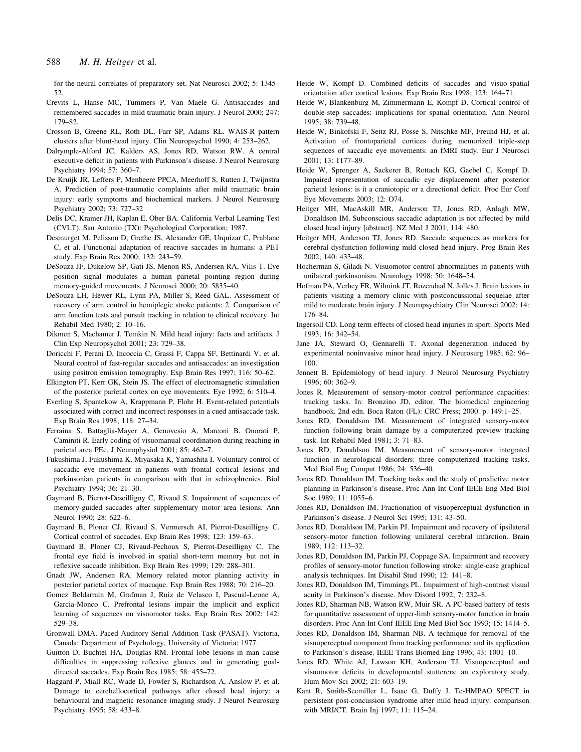for the neural correlates of preparatory set. Nat Neurosci 2002; 5: 1345–52.

Crevits L, Hanse MC, Tummers P, Van Maele G. Antisaccades and remembered saccades in mild traumatic brain injury. J Neurol 2000; 247: 179–82.

Crosson B, Greene RL, Roth DL, Farr SP, Adams RL. WAIS-R pattern clusters after blunt-head injury. Clin Neuropsychol 1990; 4: 253–262.

Dalrymple-Alford JC, Kalders AS, Jones RD, Watson RW. A central executive deficit in patients with Parkinson's disease. J Neurol Neurosurg Psychiatry 1994; 57: 360–7.

De Kruijk JR, Leffers P, Menheere PPCA, Meerhoff S, Rutten J, Twijnstra A. Prediction of post-traumatic complaints after mild traumatic brain injury: early symptoms and biochemical markers. J Neurol Neurosurg Psychiatry 2002; 73: 727–32

Delis DC, Kramer JH, Kaplan E, Ober BA. California Verbal Learning Test (CVLT). San Antonio (TX): Psychological Corporation; 1987.

Desmurget M, Pelisson D, Grethe JS, Alexander GE, Urquizar C, Prablanc C, et al. Functional adaptation of reactive saccades in humans: a PET study. Exp Brain Res 2000; 132: 243–59.

DeSouza JF, Dukelow SP, Gati JS, Menon RS, Andersen RA, Vilis T. Eye position signal modulates a human parietal pointing region during memory-guided movements. J Neurosci 2000; 20: 5835–40.

DeSouza LH, Hewer RL, Lynn PA, Miller S, Reed GAL. Assessment of recovery of arm control in hemiplegic stroke patients: 2. Comparison of arm function tests and pursuit tracking in relation to clinical recovery. Int Rehabil Med 1980; 2: 10–16.

Dikmen S, Machamer J, Temkin N. Mild head injury: facts and artifacts. J Clin Exp Neuropsychol 2001; 23: 729–38.

Doricchi F, Perani D, Incoccia C, Grassi F, Cappa SF, Bettinardi V, et al. Neural control of fast-regular saccades and antisaccades: an investigation using positron emission tomography. Exp Brain Res 1997; 116: 50–62.

Elkington PT, Kerr GK, Stein JS. The effect of electromagnetic stimulation of the posterior parietal cortex on eye movements. Eye 1992; 6: 510–4.

Everling S, Spantekow A, Krappmann P, Flohr H. Event-related potentials associated with correct and incorrect responses in a cued antisaccade task. Exp Brain Res 1998; 118: 27–34.

Ferraina S, Battaglia-Mayer A, Genovesio A, Marconi B, Onorati P, Caminiti R. Early coding of visuomanual coordination during reaching in parietal area PEc. J Neurophysiol 2001; 85: 462–7.

Fukushima J, Fukushima K, Miyasaka K, Yamashita I. Voluntary control of saccadic eye movement in patients with frontal cortical lesions and parkinsonian patients in comparison with that in schizophrenics. Biol Psychiatry 1994; 36: 21–30.

Gaymard B, Pierrot-Deseilligny C, Rivaud S. Impairment of sequences of memory-guided saccades after supplementary motor area lesions. Ann Neurol 1990; 28: 622–6.

Gaymard B, Ploner CJ, Rivaud S, Vermersch AI, Pierrot-Deseilligny C. Cortical control of saccades. Exp Brain Res 1998; 123: 159–63.

Gaymard B, Ploner CJ, Rivaud-Pechoux S, Pierrot-Deseilligny C. The frontal eye field is involved in spatial short-term memory but not in reflexive saccade inhibition. Exp Brain Res 1999; 129: 288–301.

Gnadt JW, Andersen RA. Memory related motor planning activity in posterior parietal cortex of macaque. Exp Brain Res 1988; 70: 216–20.

Gomez Beldarrain M, Grafman J, Ruiz de Velasco I, Pascual-Leone A, Garcia-Monco C. Prefrontal lesions impair the implicit and explicit learning of sequences on visuomotor tasks. Exp Brain Res 2002; 142: 529–38.

Gronwall DMA. Paced Auditory Serial Addition Task (PASAT). Victoria, Canada: Department of Psychology, University of Victoria; 1977.

Guitton D, Buchtel HA, Douglas RM. Frontal lobe lesions in man cause difficulties in suppressing reflexive glances and in generating goal-directed saccades. Exp Brain Res 1985; 58: 455–72.

Haggard P, Miall RC, Wade D, Fowler S, Richardson A, Anslow P, et al. Damage to cerebellocortical pathways after closed head injury: a behavioural and magnetic resonance imaging study. J Neurol Neurosurg Psychiatry 1995; 58: 433–8.

Heide W, Kompf D. Combined deficits of saccades and visuo-spatial orientation after cortical lesions. Exp Brain Res 1998; 123: 164–71.

Heide W, Blankenburg M, Zimmermann E, Kompf D. Cortical control of double-step saccades: implications for spatial orientation. Ann Neurol 1995; 38: 739–48.

Heide W, Binkofski F, Seitz RJ, Posse S, Nitschke MF, Freund HJ, et al. Activation of frontoparietal cortices during memorized triple-step sequences of saccadic eye movements: an fMRI study. Eur J Neurosci 2001; 13: 1177–89.

Heide W, Sprenger A, Sackerer B, Rottach KG, Gaebel C, Kompf D. Impaired representation of saccadic eye displacement after posterior parietal lesions: is it a craniotopic or a directional deficit. Proc Eur Conf Eye Movements 2003; 12: O74.

Heitger MH, MacAskill MR, Anderson TJ, Jones RD, Ardagh MW, Donaldson IM. Subconscious saccadic adaptation is not affected by mild closed head injury [abstract]. NZ Med J 2001; 114: 480.

Heitger MH, Anderson TJ, Jones RD. Saccade sequences as markers for cerebral dysfunction following mild closed head injury. Prog Brain Res 2002; 140: 433–48.

Hocherman S, Giladi N. Visuomotor control abnormalities in patients with unilateral parkinsonism. Neurology 1998; 50: 1648–54.

Hofman PA, Verhey FR, Wilmink JT, Rozendaal N, Jolles J. Brain lesions in patients visiting a memory clinic with postconcussional sequelae after mild to moderate brain injury. J Neuropsychiatry Clin Neurosci 2002; 14: 176–84.

Ingersoll CD. Long term effects of closed head injuries in sport. Sports Med 1993; 16: 342–54.

Jane JA, Steward O, Gennarelli T. Axonal degeneration induced by experimental noninvasive minor head injury. J Neurosurg 1985; 62: 96–100.

Jennett B. Epidemiology of head injury. J Neurol Neurosurg Psychiatry 1996; 60: 362–9.

Jones R. Measurement of sensory-motor control performance capacities: tracking tasks. In: Bronzino JD, editor. The biomedical engineering handbook. 2nd edn. Boca Raton (FL): CRC Press; 2000. p. 149:1–25.

Jones RD, Donaldson IM. Measurement of integrated sensory-motor function following brain damage by a computerized preview tracking task. Int Rehabil Med 1981; 3: 71–83.

Jones RD, Donaldson IM. Measurement of sensory-motor integrated function in neurological disorders: three computerized tracking tasks. Med Biol Eng Comput 1986; 24: 536–40.

Jones RD, Donaldson IM. Tracking tasks and the study of predictive motor planning in Parkinson's disease. Proc Ann Int Conf IEEE Eng Med Biol Soc 1989; 11: 1055–6.

Jones RD, Donaldson IM. Fractionation of visuoperceptual dysfunction in Parkinson's disease. J Neurol Sci 1995; 131: 43–50.

Jones RD, Donaldson IM, Parkin PJ. Impairment and recovery of ipsilateral sensory-motor function following unilateral cerebral infarction. Brain 1989; 112: 113–32.

Jones RD, Donaldson IM, Parkin PJ, Coppage SA. Impairment and recovery profiles of sensory-motor function following stroke: single-case graphical analysis techniques. Int Disabil Stud 1990; 12: 141–8.

Jones RD, Donaldson IM, Timmings PL. Impairment of high-contrast visual acuity in Parkinson's disease. Mov Disord 1992; 7: 232–8.

Jones RD, Sharman NB, Watson RW, Muir SR. A PC-based battery of tests for quantitative assessment of upper-limb sensory-motor function in brain disorders. Proc Ann Int Conf IEEE Eng Med Biol Soc 1993; 15: 1414–5.

Jones RD, Donaldson IM, Sharman NB. A technique for removal of the visuoperceptual component from tracking performance and its application to Parkinson's disease. IEEE Trans Biomed Eng 1996; 43: 1001–10.

Jones RD, White AJ, Lawson KH, Anderson TJ. Visuoperceptual and visuomotor deficits in developmental stutterers: an exploratory study. Hum Mov Sci 2002; 21: 603–19.

Kant R, Smith-Seemiller L, Isaac G, Duffy J. Tc-HMPAO SPECT in persistent post-concussion syndrome after mild head injury: comparison with MRI/CT. Brain Inj 1997; 11: 115–24.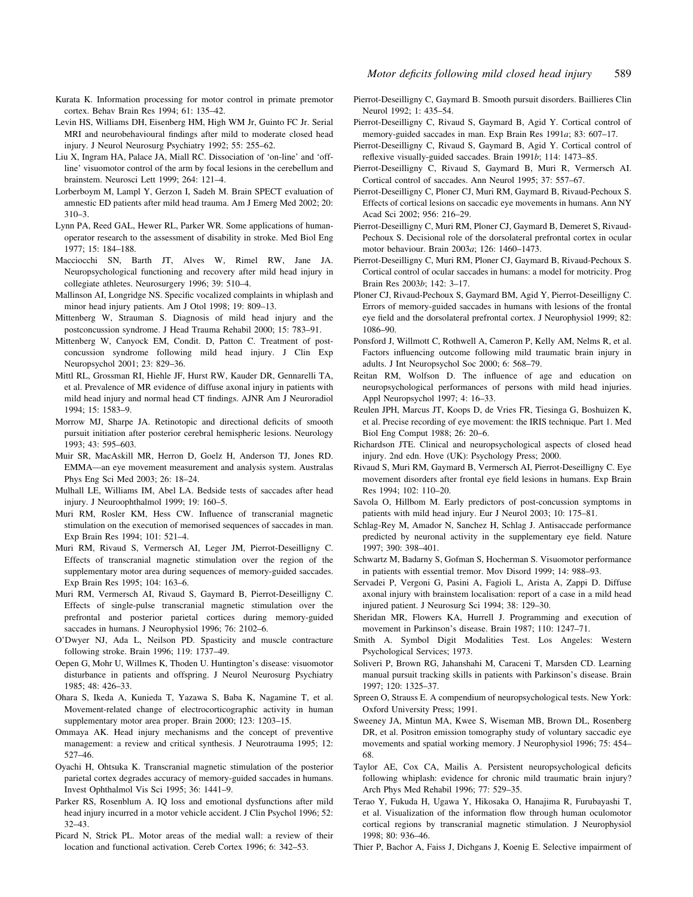Kurata K. Information processing for motor control in primate premotor cortex. Behav Brain Res 1994; 61: 135–42.

Levin HS, Williams DH, Eisenberg HM, High WM Jr, Guinto FC Jr. Serial MRI and neurobehavioural findings after mild to moderate closed head injury. J Neurol Neurosurg Psychiatry 1992; 55: 255–62.

Liu X, Ingram HA, Palace JA, Miall RC. Dissociation of 'on-line' and 'off-line' visuomotor control of the arm by focal lesions in the cerebellum and brainstem. Neurosci Lett 1999; 264: 121–4.

Lorberboym M, Lampl Y, Gerzon I, Sadeh M. Brain SPECT evaluation of amnestic ED patients after mild head trauma. Am J Emerg Med 2002; 20: 310–3.

Lynn PA, Reed GAL, Hewer RL, Parker WR. Some applications of human-operator research to the assessment of disability in stroke. Med Biol Eng 1977; 15: 184–188.

Macciocchi SN, Barth JT, Alves W, Rimel RW, Jane JA. Neuropsychological functioning and recovery after mild head injury in collegiate athletes. Neurosurgery 1996; 39: 510–4.

Mallinson AI, Longridge NS. Specific vocalized complaints in whiplash and minor head injury patients. Am J Otol 1998; 19: 809–13.

Mittenberg W, Strauman S. Diagnosis of mild head injury and the postconcussion syndrome. J Head Trauma Rehabil 2000; 15: 783–91.

Mittenberg W, Canyock EM, Condit. D, Patton C. Treatment of post-concussion syndrome following mild head injury. J Clin Exp Neuropsychol 2001; 23: 829–36.

Mittl RL, Grossman RI, Hiehle JF, Hurst RW, Kauder DR, Gennarelli TA, et al. Prevalence of MR evidence of diffuse axonal injury in patients with mild head injury and normal head CT findings. AJNR Am J Neuroradiol 1994; 15: 1583–9.

Morrow MJ, Sharpe JA. Retinotopic and directional deficits of smooth pursuit initiation after posterior cerebral hemispheric lesions. Neurology 1993; 43: 595–603.

Muir SR, MacAskill MR, Herron D, Goelz H, Anderson TJ, Jones RD. EMMA—an eye movement measurement and analysis system. Australas Phys Eng Sci Med 2003; 26: 18–24.

Mulhall LE, Williams IM, Abel LA. Bedside tests of saccades after head injury. J Neuroophthalmol 1999; 19: 160–5.

Muri RM, Rosler KM, Hess CW. Influence of transcranial magnetic stimulation on the execution of memorised sequences of saccades in man. Exp Brain Res 1994; 101: 521–4.

Muri RM, Rivaud S, Vermersch AI, Leger JM, Pierrot-Deseilligny C. Effects of transcranial magnetic stimulation over the region of the supplementary motor area during sequences of memory-guided saccades. Exp Brain Res 1995; 104: 163–6.

Muri RM, Vermersch AI, Rivaud S, Gaymard B, Pierrot-Deseilligny C. Effects of single-pulse transcranial magnetic stimulation over the prefrontal and posterior parietal cortices during memory-guided saccades in humans. J Neurophysiol 1996; 76: 2102–6.

O'Dwyer NJ, Ada L, Neilson PD. Spasticity and muscle contracture following stroke. Brain 1996; 119: 1737–49.

Oepen G, Mohr U, Willmes K, Thoden U. Huntington's disease: visuomotor disturbance in patients and offspring. J Neurol Neurosurg Psychiatry 1985; 48: 426–33.

Ohara S, Ikeda A, Kunieda T, Yazawa S, Baba K, Nagamine T, et al. Movement-related change of electrocorticographic activity in human supplementary motor area proper. Brain 2000; 123: 1203–15.

Ommaya AK. Head injury mechanisms and the concept of preventive management: a review and critical synthesis. J Neurotrauma 1995; 12: 527–46.

Oyachi H, Ohtsuka K. Transcranial magnetic stimulation of the posterior parietal cortex degrades accuracy of memory-guided saccades in humans. Invest Ophthalmol Vis Sci 1995; 36: 1441–9.

Parker RS, Rosenblum A. IQ loss and emotional dysfunctions after mild head injury incurred in a motor vehicle accident. J Clin Psychol 1996; 52: 32–43.

Picard N, Strick PL. Motor areas of the medial wall: a review of their location and functional activation. Cereb Cortex 1996; 6: 342–53.

Pierrot-Deseilligny C, Gaymard B. Smooth pursuit disorders. Baillieres Clin Neurol 1992; 1: 435–54.

Pierrot-Deseilligny C, Rivaud S, Gaymard B, Agid Y. Cortical control of memory-guided saccades in man. Exp Brain Res 1991*a*; 83: 607–17.

Pierrot-Deseilligny C, Rivaud S, Gaymard B, Agid Y. Cortical control of reflexive visually-guided saccades. Brain 1991*b*; 114: 1473–85.

Pierrot-Deseilligny C, Rivaud S, Gaymard B, Muri R, Vermersch AI. Cortical control of saccades. Ann Neurol 1995; 37: 557–67.

Pierrot-Deseilligny C, Ploner CJ, Muri RM, Gaymard B, Rivaud-Pechoux S. Effects of cortical lesions on saccadic eye movements in humans. Ann NY Acad Sci 2002; 956: 216–29.

Pierrot-Deseilligny C, Muri RM, Ploner CJ, Gaymard B, Demeret S, Rivaud-Pechoux S. Decisional role of the dorsolateral prefrontal cortex in ocular motor behaviour. Brain 2003*a*; 126: 1460–1473.

Pierrot-Deseilligny C, Muri RM, Ploner CJ, Gaymard B, Rivaud-Pechoux S. Cortical control of ocular saccades in humans: a model for motricity. Prog Brain Res 2003*b*; 142: 3–17.

Ploner CJ, Rivaud-Pechoux S, Gaymard BM, Agid Y, Pierrot-Deseilligny C. Errors of memory-guided saccades in humans with lesions of the frontal eye field and the dorsolateral prefrontal cortex. J Neurophysiol 1999; 82: 1086–90.

Ponsford J, Willmott C, Rothwell A, Cameron P, Kelly AM, Nelms R, et al. Factors influencing outcome following mild traumatic brain injury in adults. J Int Neuropsychol Soc 2000; 6: 568–79.

Reitan RM, Wolfson D. The influence of age and education on neuropsychological performances of persons with mild head injuries. Appl Neuropsychol 1997; 4: 16–33.

Reulen JPH, Marcus JT, Koops D, de Vries FR, Tiesinga G, Boshuizen K, et al. Precise recording of eye movement: the IRIS technique. Part 1. Med Biol Eng Comput 1988; 26: 20–6.

Richardson JTE. Clinical and neuropsychological aspects of closed head injury. 2nd edn. Hove (UK): Psychology Press; 2000.

Rivaud S, Muri RM, Gaymard B, Vermersch AI, Pierrot-Deseilligny C. Eye movement disorders after frontal eye field lesions in humans. Exp Brain Res 1994; 102: 110–20.

Savola O, Hillbom M. Early predictors of post-concussion symptoms in patients with mild head injury. Eur J Neurol 2003; 10: 175–81.

Schlag-Rey M, Amador N, Sanchez H, Schlag J. Antisaccade performance predicted by neuronal activity in the supplementary eye field. Nature 1997; 390: 398–401.

Schwartz M, Badarny S, Gofman S, Hocherman S. Visuomotor performance in patients with essential tremor. Mov Disord 1999; 14: 988–93.

Servadei P, Vergoni G, Pasini A, Fagioli L, Arista A, Zappi D. Diffuse axonal injury with brainstem localisation: report of a case in a mild head injured patient. J Neurosurg Sci 1994; 38: 129–30.

Sheridan MR, Flowers KA, Hurrell J. Programming and execution of movement in Parkinson's disease. Brain 1987; 110: 1247–71.

Smith A. Symbol Digit Modalities Test. Los Angeles: Western Psychological Services; 1973.

Soliveri P, Brown RG, Jahanshahi M, Caraceni T, Marsden CD. Learning manual pursuit tracking skills in patients with Parkinson's disease. Brain 1997; 120: 1325–37.

Spreen O, Strauss E. A compendium of neuropsychological tests. New York: Oxford University Press; 1991.

Sweeney JA, Mintun MA, Kwee S, Wiseman MB, Brown DL, Rosenberg DR, et al. Positron emission tomography study of voluntary saccadic eye movements and spatial working memory. J Neurophysiol 1996; 75: 454–68.

Taylor AE, Cox CA, Mailis A. Persistent neuropsychological deficits following whiplash: evidence for chronic mild traumatic brain injury? Arch Phys Med Rehabil 1996; 77: 529–35.

Terao Y, Fukuda H, Ugawa Y, Hikosaka O, Hanajima R, Furubayashi T, et al. Visualization of the information flow through human oculomotor cortical regions by transcranial magnetic stimulation. J Neurophysiol 1998; 80: 936–46.

Thier P, Bachor A, Faiss J, Dichgans J, Koenig E. Selective impairment of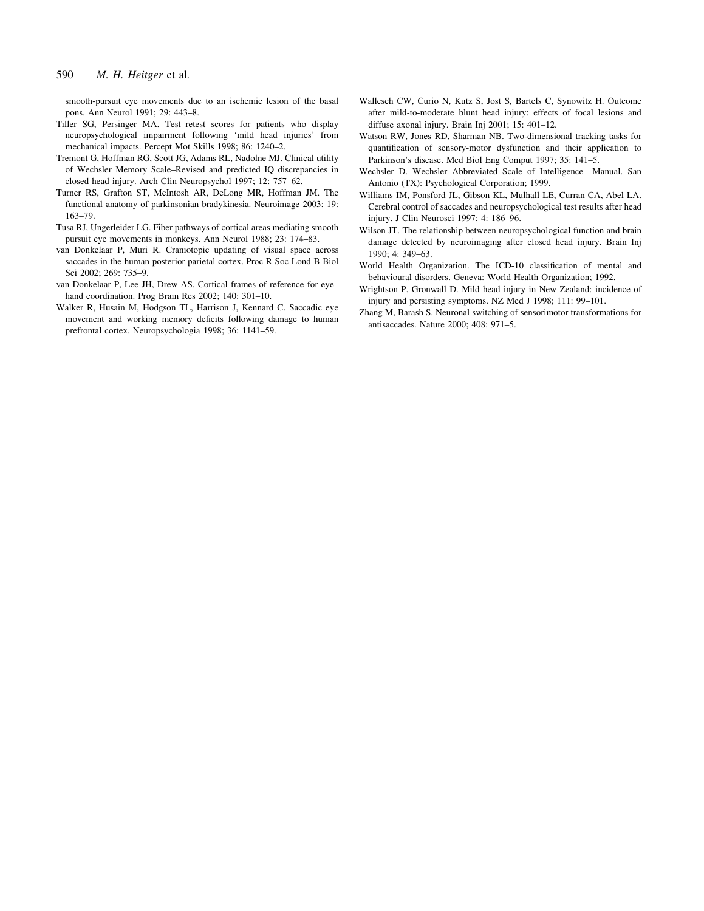smooth-pursuit eye movements due to an ischemic lesion of the basal pons. Ann Neurol 1991; 29: 443–8.

Tiller SG, Persinger MA. Test–retest scores for patients who display neuropsychological impairment following 'mild head injuries' from mechanical impacts. Percept Mot Skills 1998; 86: 1240–2.

Tremont G, Hoffman RG, Scott JG, Adams RL, Nadolne MJ. Clinical utility of Wechsler Memory Scale–Revised and predicted IQ discrepancies in closed head injury. Arch Clin Neuropsychol 1997; 12: 757–62.

Turner RS, Grafton ST, McIntosh AR, DeLong MR, Hoffman JM. The functional anatomy of parkinsonian bradykinesia. Neuroimage 2003; 19: 163–79.

Tusa RJ, Ungerleider LG. Fiber pathways of cortical areas mediating smooth pursuit eye movements in monkeys. Ann Neurol 1988; 23: 174–83.

van Donkelaar P, Muri R. Craniotopic updating of visual space across saccades in the human posterior parietal cortex. Proc R Soc Lond B Biol Sci 2002; 269: 735–9.

van Donkelaar P, Lee JH, Drew AS. Cortical frames of reference for eye–hand coordination. Prog Brain Res 2002; 140: 301–10.

Walker R, Husain M, Hodgson TL, Harrison J, Kennard C. Saccadic eye movement and working memory deficits following damage to human prefrontal cortex. Neuropsychologia 1998; 36: 1141–59.

Wallesch CW, Curio N, Kutz S, Jost S, Bartels C, Synowitz H. Outcome after mild-to-moderate blunt head injury: effects of focal lesions and diffuse axonal injury. Brain Inj 2001; 15: 401–12.

Watson RW, Jones RD, Sharman NB. Two-dimensional tracking tasks for quantification of sensory-motor dysfunction and their application to Parkinson's disease. Med Biol Eng Comput 1997; 35: 141–5.

Wechsler D. Wechsler Abbreviated Scale of Intelligence—Manual. San Antonio (TX): Psychological Corporation; 1999.

Williams IM, Ponsford JL, Gibson KL, Mulhall LE, Curran CA, Abel LA. Cerebral control of saccades and neuropsychological test results after head injury. J Clin Neurosci 1997; 4: 186–96.

Wilson JT. The relationship between neuropsychological function and brain damage detected by neuroimaging after closed head injury. Brain Inj 1990; 4: 349–63.

World Health Organization. The ICD-10 classification of mental and behavioural disorders. Geneva: World Health Organization; 1992.

Wrightson P, Gronwall D. Mild head injury in New Zealand: incidence of injury and persisting symptoms. NZ Med J 1998; 111: 99–101.

Zhang M, Barash S. Neuronal switching of sensorimotor transformations for antisaccades. Nature 2000; 408: 971–5.